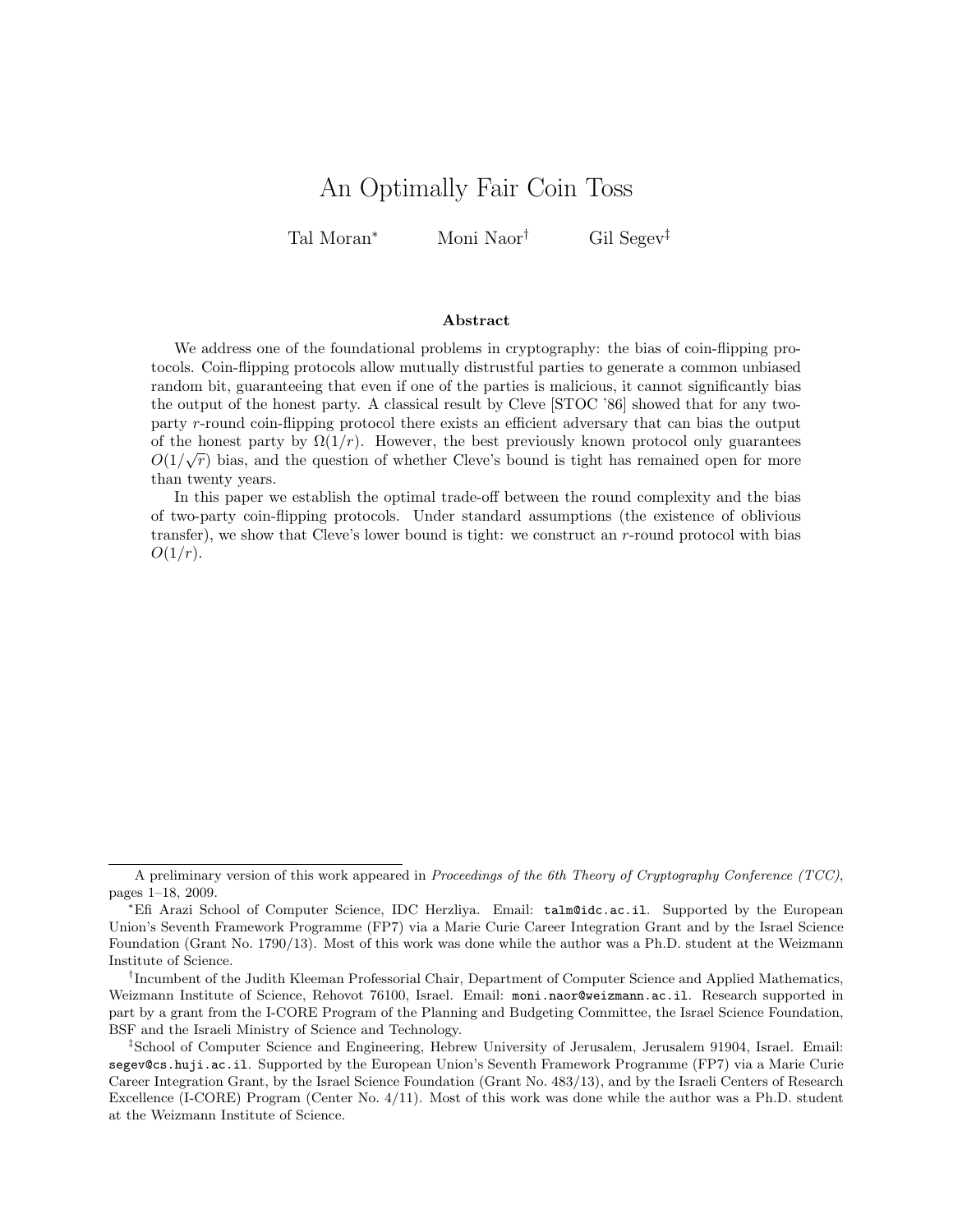# An Optimally Fair Coin Toss

Tal Moran[*] Moni Naor[†] Gil Segev[‡]

### Abstract

We address one of the foundational problems in cryptography: the bias of coin-flipping protocols. Coin-flipping protocols allow mutually distrustful parties to generate a common unbiased random bit, guaranteeing that even if one of the parties is malicious, it cannot significantly bias the output of the honest party. A classical result by Cleve [STOC '86] showed that for any two-party $r$-round coin-flipping protocol there exists an efficient adversary that can bias the output of the honest party by $\Omega(1/r)$. However, the best previously known protocol only guarantees $O(1/\sqrt{r})$ bias, and the question of whether Cleve's bound is tight has remained open for more than twenty years.

In this paper we establish the optimal trade-off between the round complexity and the bias of two-party coin-flipping protocols. Under standard assumptions (the existence of oblivious transfer), we show that Cleve's lower bound is tight: we construct an $r$-round protocol with bias $O(1/r)$.

---

A preliminary version of this work appeared in *Proceedings of the 6th Theory of Cryptography Conference (TCC)*, pages 1–18, 2009.

[*]Efi Arazi School of Computer Science, IDC Herzliya. Email: `talm@idc.ac.il`. Supported by the European Union's Seventh Framework Programme (FP7) via a Marie Curie Career Integration Grant and by the Israel Science Foundation (Grant No. 1790/13). Most of this work was done while the author was a Ph.D. student at the Weizmann Institute of Science.

[†]Incumbent of the Judith Kleeman Professorial Chair, Department of Computer Science and Applied Mathematics, Weizmann Institute of Science, Rehovot 76100, Israel. Email: `moni.naor@weizmann.ac.il`. Research supported in part by a grant from the I-CORE Program of the Planning and Budgeting Committee, the Israel Science Foundation, BSF and the Israeli Ministry of Science and Technology.

[‡]School of Computer Science and Engineering, Hebrew University of Jerusalem, Jerusalem 91904, Israel. Email: `segev@cs.huji.ac.il`. Supported by the European Union's Seventh Framework Programme (FP7) via a Marie Curie Career Integration Grant, by the Israel Science Foundation (Grant No. 483/13), and by the Israeli Centers of Research Excellence (I-CORE) Program (Center No. 4/11). Most of this work was done while the author was a Ph.D. student at the Weizmann Institute of Science.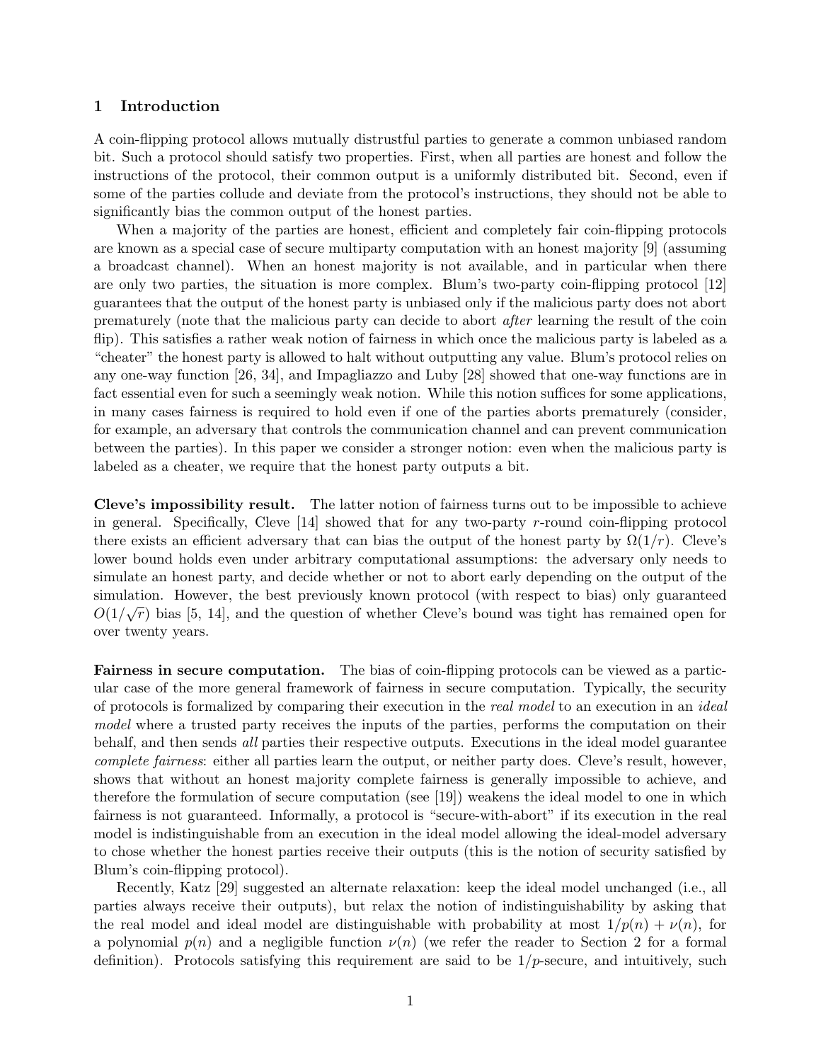# 1 Introduction

A coin-flipping protocol allows mutually distrustful parties to generate a common unbiased random bit. Such a protocol should satisfy two properties. First, when all parties are honest and follow the instructions of the protocol, their common output is a uniformly distributed bit. Second, even if some of the parties collude and deviate from the protocol's instructions, they should not be able to significantly bias the common output of the honest parties.

When a majority of the parties are honest, efficient and completely fair coin-flipping protocols are known as a special case of secure multiparty computation with an honest majority [9] (assuming a broadcast channel). When an honest majority is not available, and in particular when there are only two parties, the situation is more complex. Blum's two-party coin-flipping protocol [12] guarantees that the output of the honest party is unbiased only if the malicious party does not abort prematurely (note that the malicious party can decide to abort *after* learning the result of the coin flip). This satisfies a rather weak notion of fairness in which once the malicious party is labeled as a "cheater" the honest party is allowed to halt without outputting any value. Blum's protocol relies on any one-way function [26, 34], and Impagliazzo and Luby [28] showed that one-way functions are in fact essential even for such a seemingly weak notion. While this notion suffices for some applications, in many cases fairness is required to hold even if one of the parties aborts prematurely (consider, for example, an adversary that controls the communication channel and can prevent communication between the parties). In this paper we consider a stronger notion: even when the malicious party is labeled as a cheater, we require that the honest party outputs a bit.

**Cleve's impossibility result.** The latter notion of fairness turns out to be impossible to achieve in general. Specifically, Cleve [14] showed that for any two-party $r$-round coin-flipping protocol there exists an efficient adversary that can bias the output of the honest party by $\Omega(1/r)$. Cleve's lower bound holds even under arbitrary computational assumptions: the adversary only needs to simulate an honest party, and decide whether or not to abort early depending on the output of the simulation. However, the best previously known protocol (with respect to bias) only guaranteed $O(1/\sqrt{r})$ bias [5, 14], and the question of whether Cleve's bound was tight has remained open for over twenty years.

**Fairness in secure computation.** The bias of coin-flipping protocols can be viewed as a particular case of the more general framework of fairness in secure computation. Typically, the security of protocols is formalized by comparing their execution in the *real model* to an execution in an *ideal model* where a trusted party receives the inputs of the parties, performs the computation on their behalf, and then sends *all* parties their respective outputs. Executions in the ideal model guarantee *complete fairness*: either all parties learn the output, or neither party does. Cleve's result, however, shows that without an honest majority complete fairness is generally impossible to achieve, and therefore the formulation of secure computation (see [19]) weakens the ideal model to one in which fairness is not guaranteed. Informally, a protocol is "secure-with-abort" if its execution in the real model is indistinguishable from an execution in the ideal model allowing the ideal-model adversary to chose whether the honest parties receive their outputs (this is the notion of security satisfied by Blum's coin-flipping protocol).

Recently, Katz [29] suggested an alternate relaxation: keep the ideal model unchanged (i.e., all parties always receive their outputs), but relax the notion of indistinguishability by asking that the real model and ideal model are distinguishable with probability at most $1/p(n) + \nu(n)$, for a polynomial $p(n)$ and a negligible function $\nu(n)$ (we refer the reader to Section 2 for a formal definition). Protocols satisfying this requirement are said to be $1/p$-secure, and intuitively, such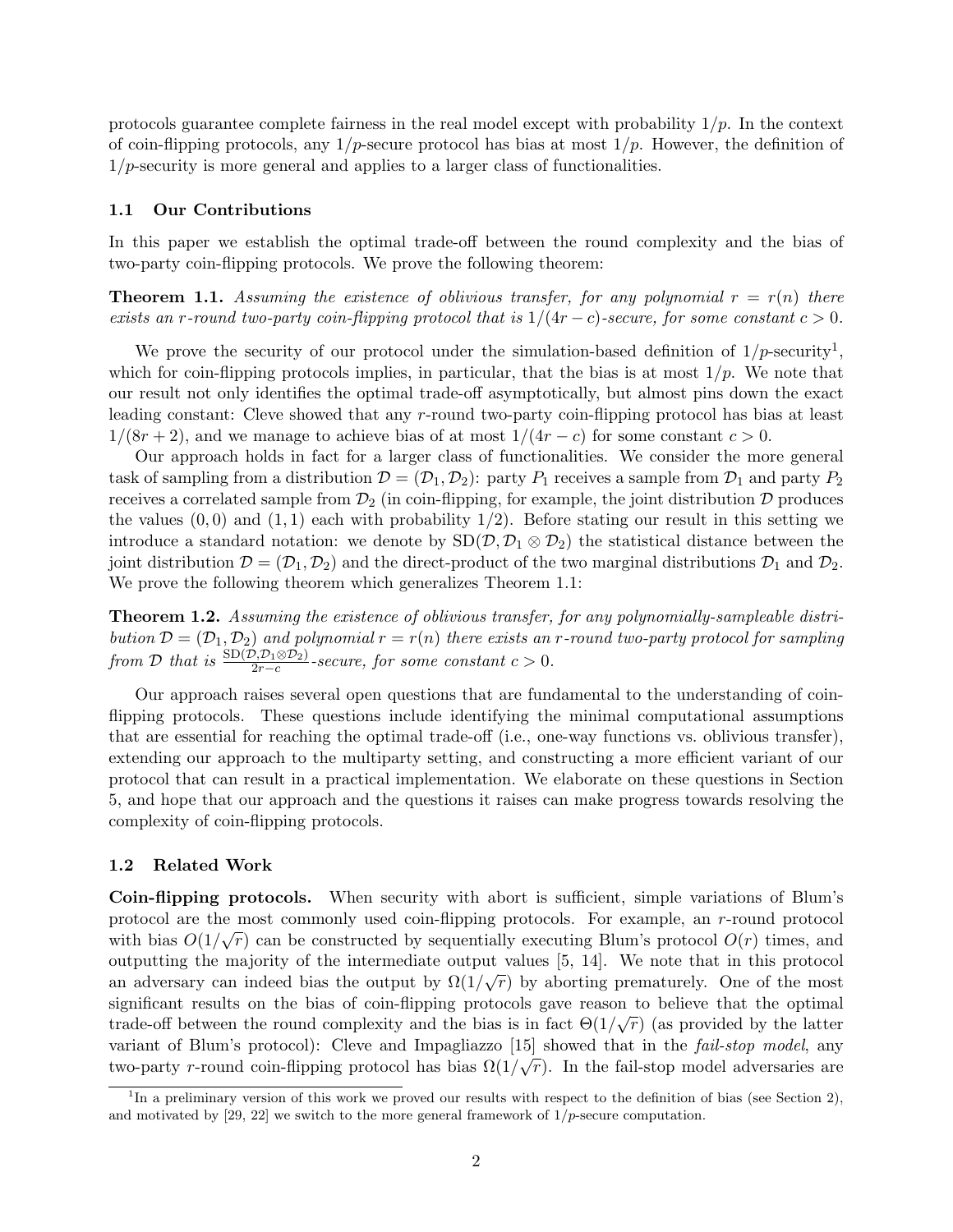protocols guarantee complete fairness in the real model except with probability $1/p$. In the context of coin-flipping protocols, any $1/p$-secure protocol has bias at most $1/p$. However, the definition of $1/p$-security is more general and applies to a larger class of functionalities.

### 1.1 Our Contributions

In this paper we establish the optimal trade-off between the round complexity and the bias of two-party coin-flipping protocols. We prove the following theorem:

**Theorem 1.1.** *Assuming the existence of oblivious transfer, for any polynomial $r = r(n)$ there exists an $r$-round two-party coin-flipping protocol that is $1/(4r - c)$-secure, for some constant $c > 0$.*

We prove the security of our protocol under the simulation-based definition of $1/p$-security[1], which for coin-flipping protocols implies, in particular, that the bias is at most $1/p$. We note that our result not only identifies the optimal trade-off asymptotically, but almost pins down the exact leading constant: Cleve showed that any $r$-round two-party coin-flipping protocol has bias at least $1/(8r + 2)$, and we manage to achieve bias of at most $1/(4r - c)$ for some constant $c > 0$.

Our approach holds in fact for a larger class of functionalities. We consider the more general task of sampling from a distribution $\mathcal{D} = (\mathcal{D}_1, \mathcal{D}_2)$: party $P_1$ receives a sample from $\mathcal{D}_1$ and party $P_2$ receives a correlated sample from $\mathcal{D}_2$ (in coin-flipping, for example, the joint distribution $\mathcal{D}$ produces the values $(0, 0)$ and $(1, 1)$ each with probability $1/2$). Before stating our result in this setting we introduce a standard notation: we denote by $\mathrm{SD}(\mathcal{D}, \mathcal{D}_1 \otimes \mathcal{D}_2)$ the statistical distance between the joint distribution $\mathcal{D} = (\mathcal{D}_1, \mathcal{D}_2)$ and the direct-product of the two marginal distributions $\mathcal{D}_1$ and $\mathcal{D}_2$. We prove the following theorem which generalizes Theorem 1.1:

**Theorem 1.2.** *Assuming the existence of oblivious transfer, for any polynomially-sampleable distribution $\mathcal{D} = (\mathcal{D}_1, \mathcal{D}_2)$ and polynomial $r = r(n)$ there exists an $r$-round two-party protocol for sampling from $\mathcal{D}$ that is $\frac{\mathrm{SD}(\mathcal{D}, \mathcal{D}_1 \otimes \mathcal{D}_2)}{2r - c}$-secure, for some constant $c > 0$.*

Our approach raises several open questions that are fundamental to the understanding of coin-flipping protocols. These questions include identifying the minimal computational assumptions that are essential for reaching the optimal trade-off (i.e., one-way functions vs. oblivious transfer), extending our approach to the multiparty setting, and constructing a more efficient variant of our protocol that can result in a practical implementation. We elaborate on these questions in Section 5, and hope that our approach and the questions it raises can make progress towards resolving the complexity of coin-flipping protocols.

### 1.2 Related Work

**Coin-flipping protocols.** When security with abort is sufficient, simple variations of Blum's protocol are the most commonly used coin-flipping protocols. For example, an $r$-round protocol with bias $O(1/\sqrt{r})$ can be constructed by sequentially executing Blum's protocol $O(r)$ times, and outputting the majority of the intermediate output values [5, 14]. We note that in this protocol an adversary can indeed bias the output by $\Omega(1/\sqrt{r})$ by aborting prematurely. One of the most significant results on the bias of coin-flipping protocols gave reason to believe that the optimal trade-off between the round complexity and the bias is in fact $\Theta(1/\sqrt{r})$ (as provided by the latter variant of Blum's protocol): Cleve and Impagliazzo [15] showed that in the *fail-stop model*, any two-party $r$-round coin-flipping protocol has bias $\Omega(1/\sqrt{r})$. In the fail-stop model adversaries are

[1] In a preliminary version of this work we proved our results with respect to the definition of bias (see Section 2), and motivated by [29, 22] we switch to the more general framework of $1/p$-secure computation.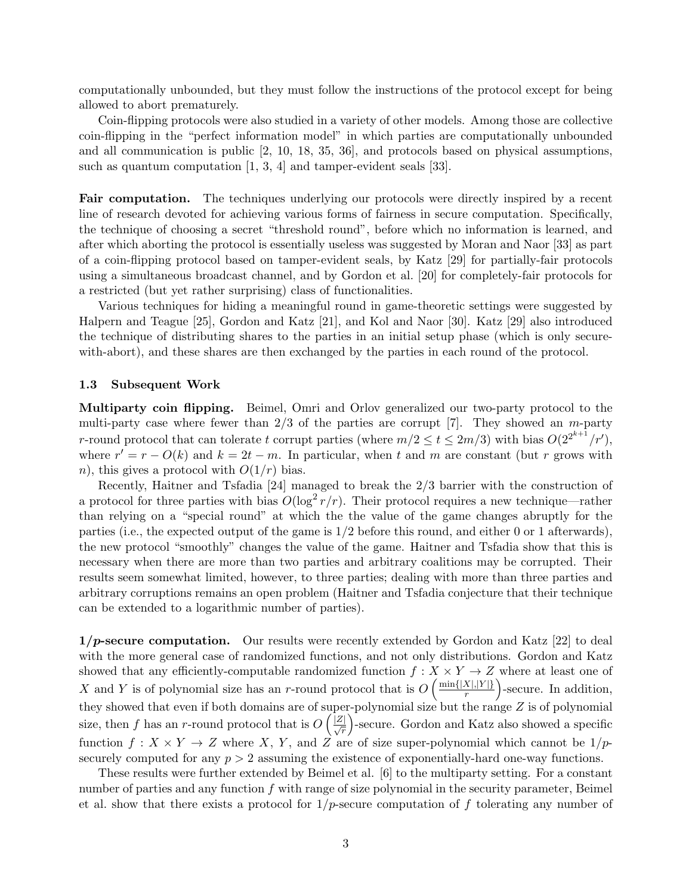computationally unbounded, but they must follow the instructions of the protocol except for being allowed to abort prematurely.

Coin-flipping protocols were also studied in a variety of other models. Among those are collective coin-flipping in the "perfect information model" in which parties are computationally unbounded and all communication is public [2, 10, 18, 35, 36], and protocols based on physical assumptions, such as quantum computation [1, 3, 4] and tamper-evident seals [33].

**Fair computation.** The techniques underlying our protocols were directly inspired by a recent line of research devoted for achieving various forms of fairness in secure computation. Specifically, the technique of choosing a secret "threshold round", before which no information is learned, and after which aborting the protocol is essentially useless was suggested by Moran and Naor [33] as part of a coin-flipping protocol based on tamper-evident seals, by Katz [29] for partially-fair protocols using a simultaneous broadcast channel, and by Gordon et al. [20] for completely-fair protocols for a restricted (but yet rather surprising) class of functionalities.

Various techniques for hiding a meaningful round in game-theoretic settings were suggested by Halpern and Teague [25], Gordon and Katz [21], and Kol and Naor [30]. Katz [29] also introduced the technique of distributing shares to the parties in an initial setup phase (which is only secure-with-abort), and these shares are then exchanged by the parties in each round of the protocol.

### 1.3 Subsequent Work

**Multiparty coin flipping.** Beimel, Omri and Orlov generalized our two-party protocol to the multi-party case where fewer than 2/3 of the parties are corrupt [7]. They showed an $m$-party $r$-round protocol that can tolerate $t$ corrupt parties (where $m/2 \leq t \leq 2m/3$) with bias $O(2^{2^{k+1}}/r')$, where $r' = r - O(k)$ and $k = 2t - m$. In particular, when $t$ and $m$ are constant (but $r$ grows with $n$), this gives a protocol with $O(1/r)$ bias.

Recently, Haitner and Tsfadia [24] managed to break the 2/3 barrier with the construction of a protocol for three parties with bias $O(\log^2 r/r)$. Their protocol requires a new technique—rather than relying on a "special round" at which the the value of the game changes abruptly for the parties (i.e., the expected output of the game is 1/2 before this round, and either 0 or 1 afterwards), the new protocol "smoothly" changes the value of the game. Haitner and Tsfadia show that this is necessary when there are more than two parties and arbitrary coalitions may be corrupted. Their results seem somewhat limited, however, to three parties; dealing with more than three parties and arbitrary corruptions remains an open problem (Haitner and Tsfadia conjecture that their technique can be extended to a logarithmic number of parties).

**$1/p$-secure computation.** Our results were recently extended by Gordon and Katz [22] to deal with the more general case of randomized functions, and not only distributions. Gordon and Katz showed that any efficiently-computable randomized function $f : X \times Y \to Z$ where at least one of $X$ and $Y$ is of polynomial size has an $r$-round protocol that is $O\left(\frac{\min\{|X|,|Y|\}}{r}\right)$-secure. In addition, they showed that even if both domains are of super-polynomial size but the range $Z$ is of polynomial size, then $f$ has an $r$-round protocol that is $O\left(\frac{|Z|}{\sqrt{r}}\right)$-secure. Gordon and Katz also showed a specific function $f : X \times Y \to Z$ where $X$, $Y$, and $Z$ are of size super-polynomial which cannot be $1/p$-securely computed for any $p > 2$ assuming the existence of exponentially-hard one-way functions.

These results were further extended by Beimel et al. [6] to the multiparty setting. For a constant number of parties and any function $f$ with range of size polynomial in the security parameter, Beimel et al. show that there exists a protocol for $1/p$-secure computation of $f$ tolerating any number of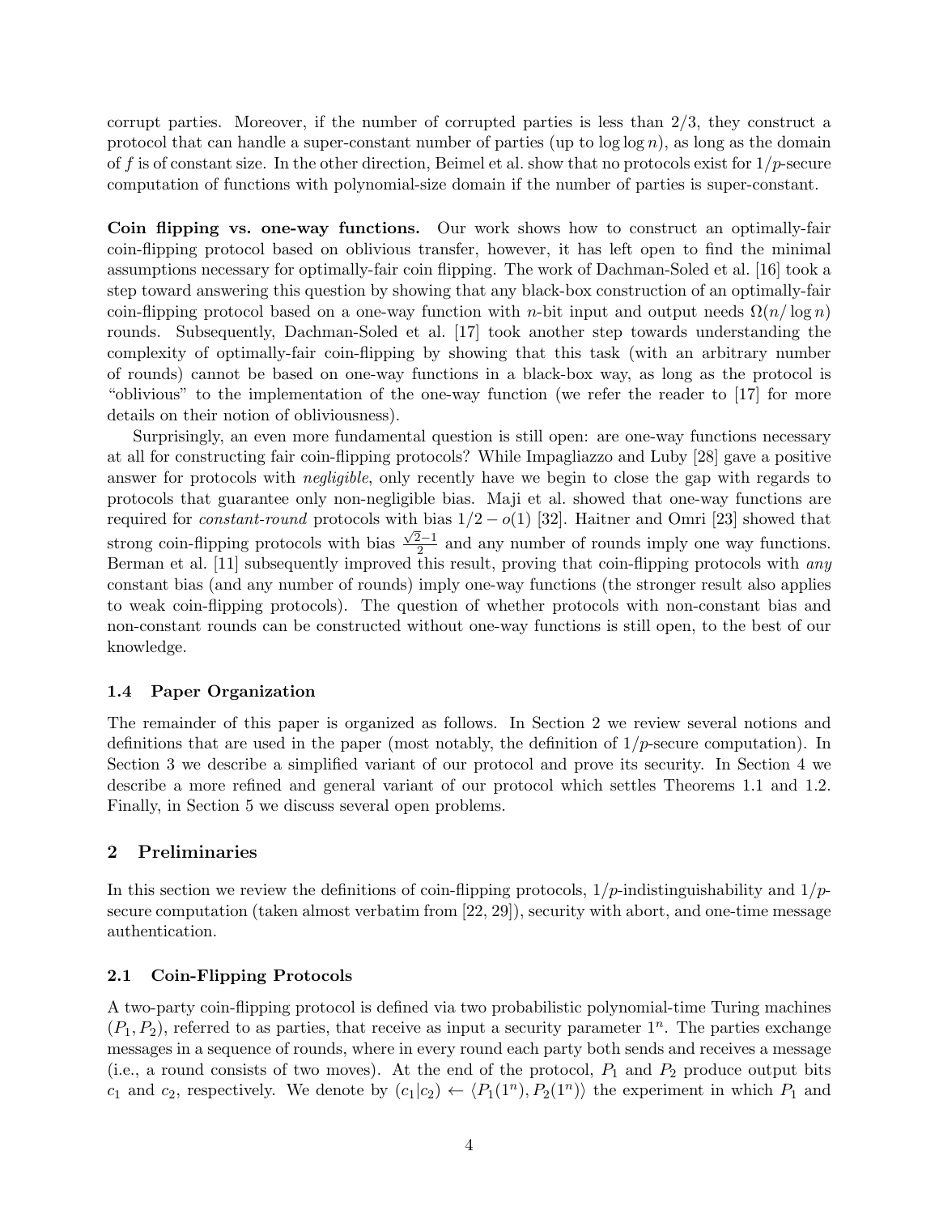corrupt parties. Moreover, if the number of corrupted parties is less than 2/3, they construct a protocol that can handle a super-constant number of parties (up to $\log \log n$), as long as the domain of $f$ is of constant size. In the other direction, Beimel et al. show that no protocols exist for $1/p$-secure computation of functions with polynomial-size domain if the number of parties is super-constant.

**Coin flipping vs. one-way functions.** Our work shows how to construct an optimally-fair coin-flipping protocol based on oblivious transfer, however, it has left open to find the minimal assumptions necessary for optimally-fair coin flipping. The work of Dachman-Soled et al. [16] took a step toward answering this question by showing that any black-box construction of an optimally-fair coin-flipping protocol based on a one-way function with $n$-bit input and output needs $\Omega(n/\log n)$ rounds. Subsequently, Dachman-Soled et al. [17] took another step towards understanding the complexity of optimally-fair coin-flipping by showing that this task (with an arbitrary number of rounds) cannot be based on one-way functions in a black-box way, as long as the protocol is "oblivious" to the implementation of the one-way function (we refer the reader to [17] for more details on their notion of obliviousness).

Surprisingly, an even more fundamental question is still open: are one-way functions necessary at all for constructing fair coin-flipping protocols? While Impagliazzo and Luby [28] gave a positive answer for protocols with *negligible*, only recently have we begin to close the gap with regards to protocols that guarantee only non-negligible bias. Maji et al. showed that one-way functions are required for *constant-round* protocols with bias $1/2 - o(1)$ [32]. Haitner and Omri [23] showed that strong coin-flipping protocols with bias $\frac{\sqrt{2}-1}{2}$ and any number of rounds imply one way functions. Berman et al. [11] subsequently improved this result, proving that coin-flipping protocols with *any* constant bias (and any number of rounds) imply one-way functions (the stronger result also applies to weak coin-flipping protocols). The question of whether protocols with non-constant bias and non-constant rounds can be constructed without one-way functions is still open, to the best of our knowledge.

### 1.4 Paper Organization

The remainder of this paper is organized as follows. In Section 2 we review several notions and definitions that are used in the paper (most notably, the definition of $1/p$-secure computation). In Section 3 we describe a simplified variant of our protocol and prove its security. In Section 4 we describe a more refined and general variant of our protocol which settles Theorems 1.1 and 1.2. Finally, in Section 5 we discuss several open problems.

## 2 Preliminaries

In this section we review the definitions of coin-flipping protocols, $1/p$-indistinguishability and $1/p$-secure computation (taken almost verbatim from [22, 29]), security with abort, and one-time message authentication.

### 2.1 Coin-Flipping Protocols

A two-party coin-flipping protocol is defined via two probabilistic polynomial-time Turing machines $(P_1, P_2)$, referred to as parties, that receive as input a security parameter $1^n$. The parties exchange messages in a sequence of rounds, where in every round each party both sends and receives a message (i.e., a round consists of two moves). At the end of the protocol, $P_1$ and $P_2$ produce output bits $c_1$ and $c_2$, respectively. We denote by $(c_1|c_2) \leftarrow \langle P_1(1^n), P_2(1^n)\rangle$ the experiment in which $P_1$ and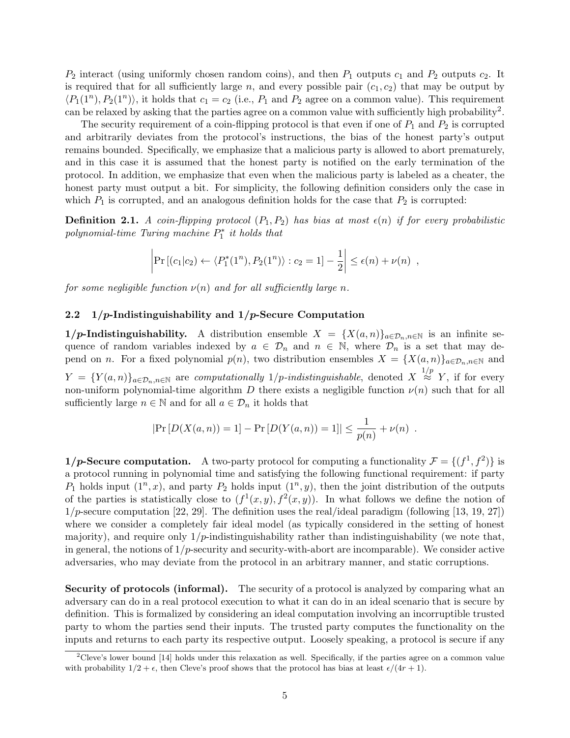$P_2$ interact (using uniformly chosen random coins), and then $P_1$ outputs $c_1$ and $P_2$ outputs $c_2$. It is required that for all sufficiently large $n$, and every possible pair $(c_1, c_2)$ that may be output by $\langle P_1(1^n), P_2(1^n)\rangle$, it holds that $c_1 = c_2$ (i.e., $P_1$ and $P_2$ agree on a common value). This requirement can be relaxed by asking that the parties agree on a common value with sufficiently high probability[2].

The security requirement of a coin-flipping protocol is that even if one of $P_1$ and $P_2$ is corrupted and arbitrarily deviates from the protocol's instructions, the bias of the honest party's output remains bounded. Specifically, we emphasize that a malicious party is allowed to abort prematurely, and in this case it is assumed that the honest party is notified on the early termination of the protocol. In addition, we emphasize that even when the malicious party is labeled as a cheater, the honest party must output a bit. For simplicity, the following definition considers only the case in which $P_1$ is corrupted, and an analogous definition holds for the case that $P_2$ is corrupted:

**Definition 2.1.** *A coin-flipping protocol $(P_1, P_2)$ has bias at most $\epsilon(n)$ if for every probabilistic polynomial-time Turing machine $P_1^*$ it holds that*

$$\left| \Pr\left[(c_1|c_2) \leftarrow \langle P_1^*(1^n), P_2(1^n)\rangle : c_2 = 1\right] - \frac{1}{2} \right| \leq \epsilon(n) + \nu(n) \enspace ,$$

*for some negligible function $\nu(n)$ and for all sufficiently large $n$.*

### 2.2 $1/p$-Indistinguishability and $1/p$-Secure Computation

**$1/p$-Indistinguishability.** A distribution ensemble $X = \{X(a,n)\}_{a\in\mathcal{D}_n, n\in\mathbb{N}}$ is an infinite sequence of random variables indexed by $a \in \mathcal{D}_n$ and $n \in \mathbb{N}$, where $\mathcal{D}_n$ is a set that may depend on $n$. For a fixed polynomial $p(n)$, two distribution ensembles $X = \{X(a,n)\}_{a\in\mathcal{D}_n, n\in\mathbb{N}}$ and $Y = \{Y(a,n)\}_{a\in\mathcal{D}_n, n\in\mathbb{N}}$ are *computationally $1/p$-indistinguishable*, denoted $X \stackrel{1/p}{\approx} Y$, if for every non-uniform polynomial-time algorithm $D$ there exists a negligible function $\nu(n)$ such that for all sufficiently large $n \in \mathbb{N}$ and for all $a \in \mathcal{D}_n$ it holds that

$$\left|\Pr\left[D(X(a,n)) = 1\right] - \Pr\left[D(Y(a,n)) = 1\right]\right| \leq \frac{1}{p(n)} + \nu(n) \enspace .$$

**$1/p$-Secure computation.** A two-party protocol for computing a functionality $\mathcal{F} = \{(f^1, f^2)\}$ is a protocol running in polynomial time and satisfying the following functional requirement: if party $P_1$ holds input $(1^n, x)$, and party $P_2$ holds input $(1^n, y)$, then the joint distribution of the outputs of the parties is statistically close to $(f^1(x,y), f^2(x,y))$. In what follows we define the notion of $1/p$-secure computation [22, 29]. The definition uses the real/ideal paradigm (following [13, 19, 27]) where we consider a completely fair ideal model (as typically considered in the setting of honest majority), and require only $1/p$-indistinguishability rather than indistinguishability (we note that, in general, the notions of $1/p$-security and security-with-abort are incomparable). We consider active adversaries, who may deviate from the protocol in an arbitrary manner, and static corruptions.

**Security of protocols (informal).** The security of a protocol is analyzed by comparing what an adversary can do in a real protocol execution to what it can do in an ideal scenario that is secure by definition. This is formalized by considering an ideal computation involving an incorruptible trusted party to whom the parties send their inputs. The trusted party computes the functionality on the inputs and returns to each party its respective output. Loosely speaking, a protocol is secure if any

[2] Cleve's lower bound [14] holds under this relaxation as well. Specifically, if the parties agree on a common value with probability $1/2 + \epsilon$, then Cleve's proof shows that the protocol has bias at least $\epsilon/(4r + 1)$.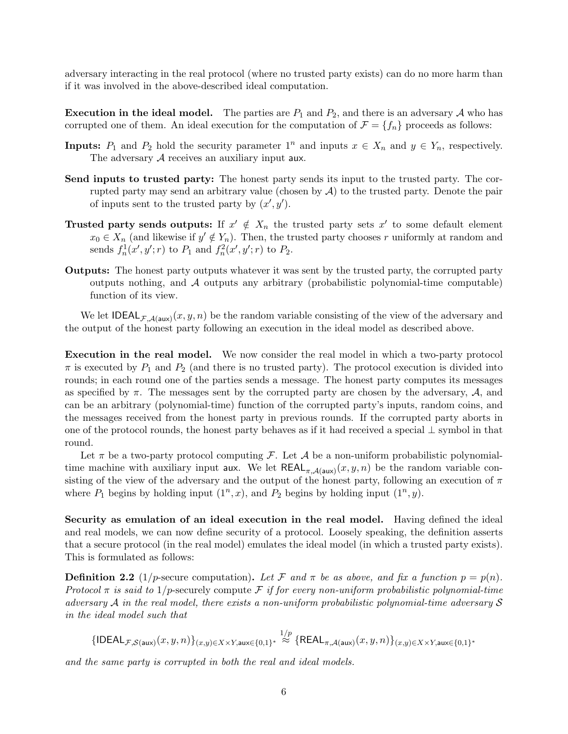adversary interacting in the real protocol (where no trusted party exists) can do no more harm than if it was involved in the above-described ideal computation.

**Execution in the ideal model.** The parties are $P_1$ and $P_2$, and there is an adversary $\mathcal{A}$ who has corrupted one of them. An ideal execution for the computation of $\mathcal{F} = \{f_n\}$ proceeds as follows:

**Inputs:** $P_1$ and $P_2$ hold the security parameter $1^n$ and inputs $x \in X_n$ and $y \in Y_n$, respectively. The adversary $\mathcal{A}$ receives an auxiliary input $\mathsf{aux}$.

**Send inputs to trusted party:** The honest party sends its input to the trusted party. The corrupted party may send an arbitrary value (chosen by $\mathcal{A}$) to the trusted party. Denote the pair of inputs sent to the trusted party by $(x', y')$.

**Trusted party sends outputs:** If $x' \notin X_n$ the trusted party sets $x'$ to some default element $x_0 \in X_n$ (and likewise if $y' \notin Y_n$). Then, the trusted party chooses $r$ uniformly at random and sends $f_n^1(x', y'; r)$ to $P_1$ and $f_n^2(x', y'; r)$ to $P_2$.

**Outputs:** The honest party outputs whatever it was sent by the trusted party, the corrupted party outputs nothing, and $\mathcal{A}$ outputs any arbitrary (probabilistic polynomial-time computable) function of its view.

We let $\mathsf{IDEAL}_{\mathcal{F},\mathcal{A}(\mathsf{aux})}(x, y, n)$ be the random variable consisting of the view of the adversary and the output of the honest party following an execution in the ideal model as described above.

**Execution in the real model.** We now consider the real model in which a two-party protocol $\pi$ is executed by $P_1$ and $P_2$ (and there is no trusted party). The protocol execution is divided into rounds; in each round one of the parties sends a message. The honest party computes its messages as specified by $\pi$. The messages sent by the corrupted party are chosen by the adversary, $\mathcal{A}$, and can be an arbitrary (polynomial-time) function of the corrupted party's inputs, random coins, and the messages received from the honest party in previous rounds. If the corrupted party aborts in one of the protocol rounds, the honest party behaves as if it had received a special $\perp$ symbol in that round.

Let $\pi$ be a two-party protocol computing $\mathcal{F}$. Let $\mathcal{A}$ be a non-uniform probabilistic polynomial-time machine with auxiliary input $\mathsf{aux}$. We let $\mathsf{REAL}_{\pi,\mathcal{A}(\mathsf{aux})}(x, y, n)$ be the random variable consisting of the view of the adversary and the output of the honest party, following an execution of $\pi$ where $P_1$ begins by holding input $(1^n, x)$, and $P_2$ begins by holding input $(1^n, y)$.

**Security as emulation of an ideal execution in the real model.** Having defined the ideal and real models, we can now define security of a protocol. Loosely speaking, the definition asserts that a secure protocol (in the real model) emulates the ideal model (in which a trusted party exists). This is formulated as follows:

**Definition 2.2** (1/$p$-secure computation)**.** *Let $\mathcal{F}$ and $\pi$ be as above, and fix a function $p = p(n)$. Protocol $\pi$ is said to* 1/$p$-securely compute *$\mathcal{F}$ if for every non-uniform probabilistic polynomial-time adversary $\mathcal{A}$ in the real model, there exists a non-uniform probabilistic polynomial-time adversary $\mathcal{S}$ in the ideal model such that*

$$\{\mathsf{IDEAL}_{\mathcal{F},\mathcal{S}(\mathsf{aux})}(x, y, n)\}_{(x,y)\in X\times Y,\mathsf{aux}\in\{0,1\}^*} \stackrel{1/p}{\approx} \{\mathsf{REAL}_{\pi,\mathcal{A}(\mathsf{aux})}(x, y, n)\}_{(x,y)\in X\times Y,\mathsf{aux}\in\{0,1\}^*}$$

*and the same party is corrupted in both the real and ideal models.*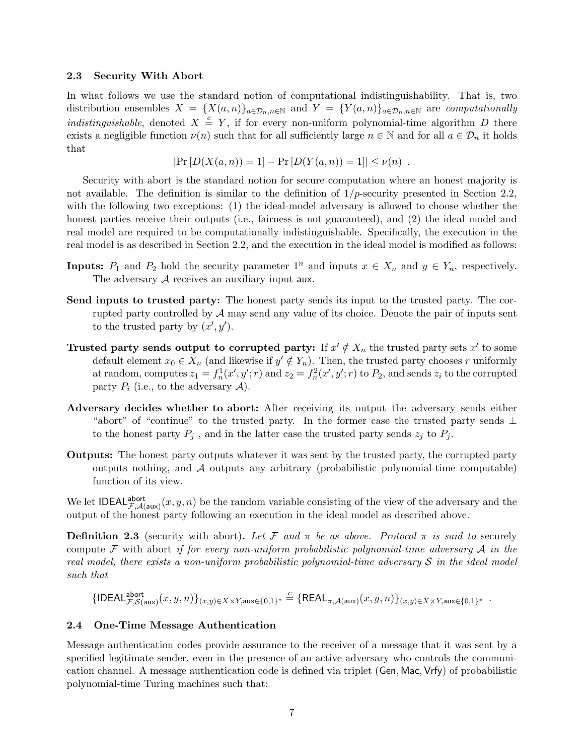### 2.3 Security With Abort

In what follows we use the standard notion of computational indistinguishability. That is, two distribution ensembles $X = \{X(a,n)\}_{a \in \mathcal{D}_n, n \in \mathbb{N}}$ and $Y = \{Y(a,n)\}_{a \in \mathcal{D}_n, n \in \mathbb{N}}$ are *computationally indistinguishable*, denoted $X \stackrel{c}{\equiv} Y$, if for every non-uniform polynomial-time algorithm $D$ there exists a negligible function $\nu(n)$ such that for all sufficiently large $n \in \mathbb{N}$ and for all $a \in \mathcal{D}_n$ it holds that

$$|\Pr[D(X(a,n)) = 1] - \Pr[D(Y(a,n)) = 1]| \leq \nu(n) \ .$$

Security with abort is the standard notion for secure computation where an honest majority is not available. The definition is similar to the definition of $1/p$-security presented in Section 2.2, with the following two exceptions: (1) the ideal-model adversary is allowed to choose whether the honest parties receive their outputs (i.e., fairness is not guaranteed), and (2) the ideal model and real model are required to be computationally indistinguishable. Specifically, the execution in the real model is as described in Section 2.2, and the execution in the ideal model is modified as follows:

**Inputs:** $P_1$ and $P_2$ hold the security parameter $1^n$ and inputs $x \in X_n$ and $y \in Y_n$, respectively. The adversary $\mathcal{A}$ receives an auxiliary input $\mathsf{aux}$.

**Send inputs to trusted party:** The honest party sends its input to the trusted party. The corrupted party controlled by $\mathcal{A}$ may send any value of its choice. Denote the pair of inputs sent to the trusted party by $(x', y')$.

**Trusted party sends output to corrupted party:** If $x' \notin X_n$ the trusted party sets $x'$ to some default element $x_0 \in X_n$ (and likewise if $y' \notin Y_n$). Then, the trusted party chooses $r$ uniformly at random, computes $z_1 = f_n^1(x', y'; r)$ and $z_2 = f_n^2(x', y'; r)$ to $P_2$, and sends $z_i$ to the corrupted party $P_i$ (i.e., to the adversary $\mathcal{A}$).

**Adversary decides whether to abort:** After receiving its output the adversary sends either "abort" of "continue" to the trusted party. In the former case the trusted party sends $\perp$ to the honest party $P_j$ , and in the latter case the trusted party sends $z_j$ to $P_j$.

**Outputs:** The honest party outputs whatever it was sent by the trusted party, the corrupted party outputs nothing, and $\mathcal{A}$ outputs any arbitrary (probabilistic polynomial-time computable) function of its view.

We let $\mathsf{IDEAL}^{\mathsf{abort}}_{\mathcal{F},\mathcal{A}(\mathsf{aux})}(x, y, n)$ be the random variable consisting of the view of the adversary and the output of the honest party following an execution in the ideal model as described above.

**Definition 2.3** (security with abort)**.** *Let $\mathcal{F}$ and $\pi$ be as above. Protocol $\pi$ is said to* securely compute $\mathcal{F}$ with abort *if for every non-uniform probabilistic polynomial-time adversary $\mathcal{A}$ in the real model, there exists a non-uniform probabilistic polynomial-time adversary $\mathcal{S}$ in the ideal model such that*

$$\{\mathsf{IDEAL}^{\mathsf{abort}}_{\mathcal{F},\mathcal{S}(\mathsf{aux})}(x, y, n)\}_{(x,y) \in X \times Y, \mathsf{aux} \in \{0,1\}^*} \stackrel{c}{\equiv} \{\mathsf{REAL}_{\pi,\mathcal{A}(\mathsf{aux})}(x, y, n)\}_{(x,y) \in X \times Y, \mathsf{aux} \in \{0,1\}^*} \ .$$

### 2.4 One-Time Message Authentication

Message authentication codes provide assurance to the receiver of a message that it was sent by a specified legitimate sender, even in the presence of an active adversary who controls the communication channel. A message authentication code is defined via triplet $(\mathsf{Gen}, \mathsf{Mac}, \mathsf{Vrfy})$ of probabilistic polynomial-time Turing machines such that: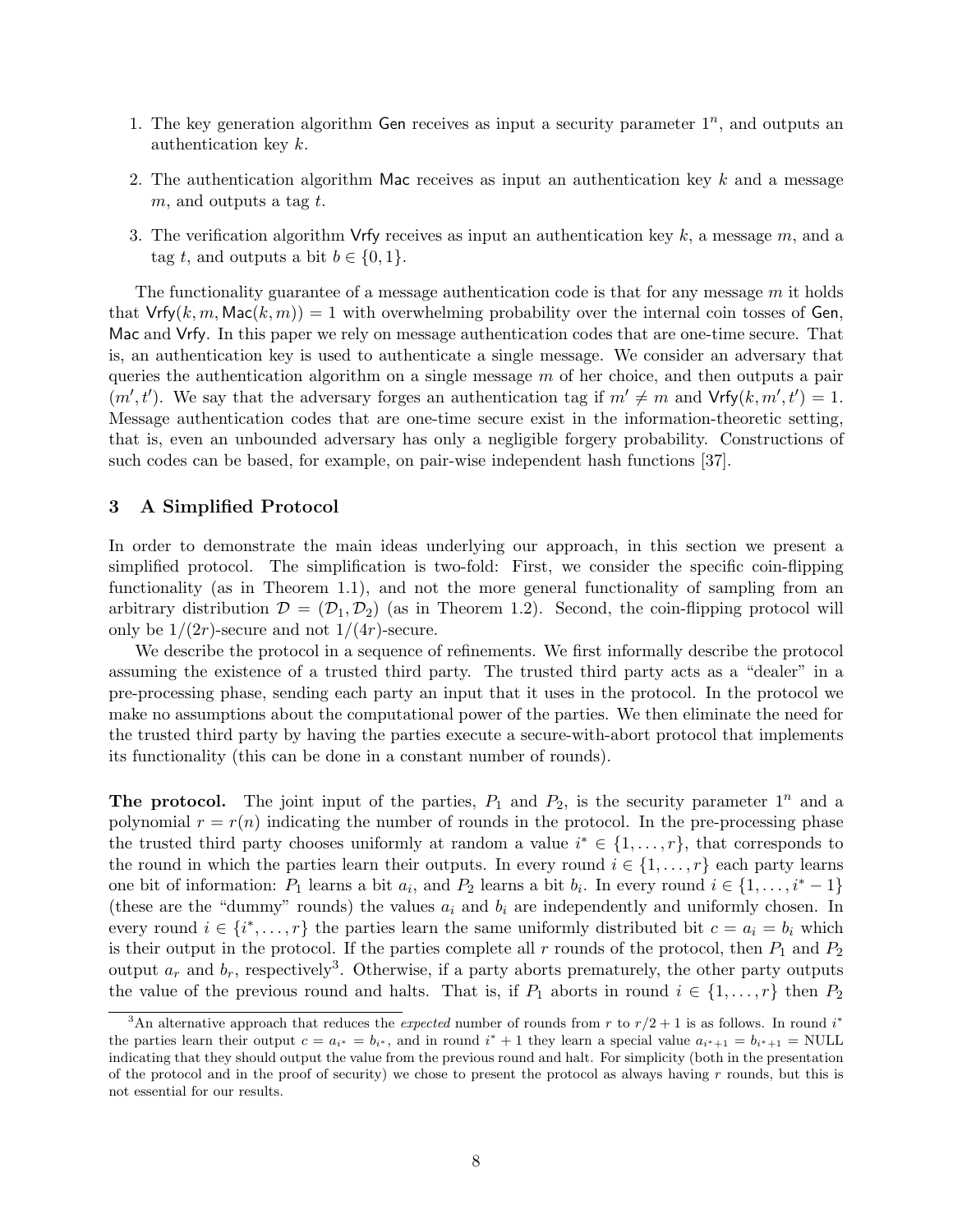1. The key generation algorithm $\mathsf{Gen}$ receives as input a security parameter $1^n$, and outputs an authentication key $k$.
2. The authentication algorithm $\mathsf{Mac}$ receives as input an authentication key $k$ and a message $m$, and outputs a tag $t$.
3. The verification algorithm $\mathsf{Vrfy}$ receives as input an authentication key $k$, a message $m$, and a tag $t$, and outputs a bit $b \in \{0, 1\}$.

The functionality guarantee of a message authentication code is that for any message $m$ it holds that $\mathsf{Vrfy}(k, m, \mathsf{Mac}(k, m)) = 1$ with overwhelming probability over the internal coin tosses of $\mathsf{Gen}$, $\mathsf{Mac}$ and $\mathsf{Vrfy}$. In this paper we rely on message authentication codes that are one-time secure. That is, an authentication key is used to authenticate a single message. We consider an adversary that queries the authentication algorithm on a single message $m$ of her choice, and then outputs a pair $(m', t')$. We say that the adversary forges an authentication tag if $m' \neq m$ and $\mathsf{Vrfy}(k, m', t') = 1$. Message authentication codes that are one-time secure exist in the information-theoretic setting, that is, even an unbounded adversary has only a negligible forgery probability. Constructions of such codes can be based, for example, on pair-wise independent hash functions [37].

## 3 A Simplified Protocol

In order to demonstrate the main ideas underlying our approach, in this section we present a simplified protocol. The simplification is two-fold: First, we consider the specific coin-flipping functionality (as in Theorem 1.1), and not the more general functionality of sampling from an arbitrary distribution $\mathcal{D} = (\mathcal{D}_1, \mathcal{D}_2)$ (as in Theorem 1.2). Second, the coin-flipping protocol will only be $1/(2r)$-secure and not $1/(4r)$-secure.

We describe the protocol in a sequence of refinements. We first informally describe the protocol assuming the existence of a trusted third party. The trusted third party acts as a "dealer" in a pre-processing phase, sending each party an input that it uses in the protocol. In the protocol we make no assumptions about the computational power of the parties. We then eliminate the need for the trusted third party by having the parties execute a secure-with-abort protocol that implements its functionality (this can be done in a constant number of rounds).

**The protocol.** The joint input of the parties, $P_1$ and $P_2$, is the security parameter $1^n$ and a polynomial $r = r(n)$ indicating the number of rounds in the protocol. In the pre-processing phase the trusted third party chooses uniformly at random a value $i^* \in \{1, \ldots, r\}$, that corresponds to the round in which the parties learn their outputs. In every round $i \in \{1, \ldots, r\}$ each party learns one bit of information: $P_1$ learns a bit $a_i$, and $P_2$ learns a bit $b_i$. In every round $i \in \{1, \ldots, i^* - 1\}$ (these are the "dummy" rounds) the values $a_i$ and $b_i$ are independently and uniformly chosen. In every round $i \in \{i^*, \ldots, r\}$ the parties learn the same uniformly distributed bit $c = a_i = b_i$ which is their output in the protocol. If the parties complete all $r$ rounds of the protocol, then $P_1$ and $P_2$ output $a_r$ and $b_r$, respectively[3]. Otherwise, if a party aborts prematurely, the other party outputs the value of the previous round and halts. That is, if $P_1$ aborts in round $i \in \{1, \ldots, r\}$ then $P_2$

[3] An alternative approach that reduces the *expected* number of rounds from $r$ to $r/2 + 1$ is as follows. In round $i^*$ the parties learn their output $c = a_{i^*} = b_{i^*}$, and in round $i^* + 1$ they learn a special value $a_{i^*+1} = b_{i^*+1} = \text{NULL}$ indicating that they should output the value from the previous round and halt. For simplicity (both in the presentation of the protocol and in the proof of security) we chose to present the protocol as always having $r$ rounds, but this is not essential for our results.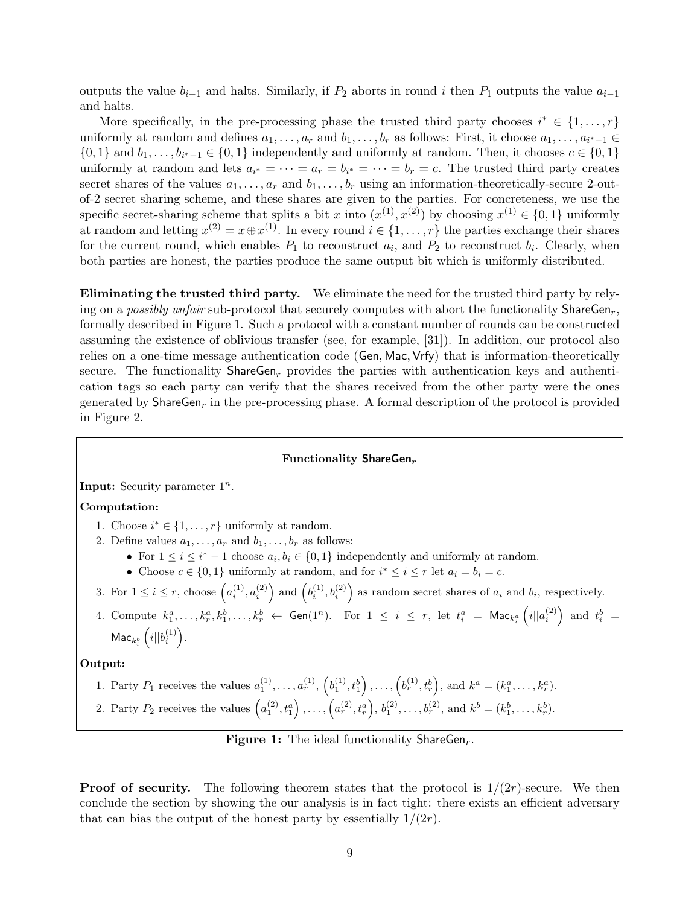outputs the value $b_{i-1}$ and halts. Similarly, if $P_2$ aborts in round $i$ then $P_1$ outputs the value $a_{i-1}$ and halts.

More specifically, in the pre-processing phase the trusted third party chooses $i^* \in \{1, \ldots, r\}$ uniformly at random and defines $a_1, \ldots, a_r$ and $b_1, \ldots, b_r$ as follows: First, it choose $a_1, \ldots, a_{i^*-1} \in \{0,1\}$ and $b_1, \ldots, b_{i^*-1} \in \{0,1\}$ independently and uniformly at random. Then, it chooses $c \in \{0,1\}$ uniformly at random and lets $a_{i^*} = \cdots = a_r = b_{i^*} = \cdots = b_r = c$. The trusted third party creates secret shares of the values $a_1, \ldots, a_r$ and $b_1, \ldots, b_r$ using an information-theoretically-secure 2-out-of-2 secret sharing scheme, and these shares are given to the parties. For concreteness, we use the specific secret-sharing scheme that splits a bit $x$ into $(x^{(1)}, x^{(2)})$ by choosing $x^{(1)} \in \{0,1\}$ uniformly at random and letting $x^{(2)} = x \oplus x^{(1)}$. In every round $i \in \{1, \ldots, r\}$ the parties exchange their shares for the current round, which enables $P_1$ to reconstruct $a_i$, and $P_2$ to reconstruct $b_i$. Clearly, when both parties are honest, the parties produce the same output bit which is uniformly distributed.

**Eliminating the trusted third party.** We eliminate the need for the trusted third party by relying on a *possibly unfair* sub-protocol that securely computes with abort the functionality $\mathsf{ShareGen}_r$, formally described in Figure 1. Such a protocol with a constant number of rounds can be constructed assuming the existence of oblivious transfer (see, for example, [31]). In addition, our protocol also relies on a one-time message authentication code $(\mathsf{Gen}, \mathsf{Mac}, \mathsf{Vrfy})$ that is information-theoretically secure. The functionality $\mathsf{ShareGen}_r$ provides the parties with authentication keys and authentication tags so each party can verify that the shares received from the other party were the ones generated by $\mathsf{ShareGen}_r$ in the pre-processing phase. A formal description of the protocol is provided in Figure 2.

**Functionality $\mathsf{ShareGen}_r$**

**Input:** Security parameter $1^n$.

**Computation:**

1. Choose $i^* \in \{1, \ldots, r\}$ uniformly at random.
2. Define values $a_1, \ldots, a_r$ and $b_1, \ldots, b_r$ as follows:
   - For $1 \leq i \leq i^* - 1$ choose $a_i, b_i \in \{0,1\}$ independently and uniformly at random.
   - Choose $c \in \{0,1\}$ uniformly at random, and for $i^* \leq i \leq r$ let $a_i = b_i = c$.
3. For $1 \leq i \leq r$, choose $\left(a_i^{(1)}, a_i^{(2)}\right)$ and $\left(b_i^{(1)}, b_i^{(2)}\right)$ as random secret shares of $a_i$ and $b_i$, respectively.
4. Compute $k_1^a, \ldots, k_r^a, k_1^b, \ldots, k_r^b \leftarrow \mathsf{Gen}(1^n)$. For $1 \leq i \leq r$, let $t_i^a = \mathsf{Mac}_{k_i^a}\left(i || a_i^{(2)}\right)$ and $t_i^b = \mathsf{Mac}_{k_i^b}\left(i || b_i^{(1)}\right)$.

**Output:**

1. Party $P_1$ receives the values $a_1^{(1)}, \ldots, a_r^{(1)}$, $\left(b_1^{(1)}, t_1^b\right), \ldots, \left(b_r^{(1)}, t_r^b\right)$, and $k^a = (k_1^a, \ldots, k_r^a)$.
2. Party $P_2$ receives the values $\left(a_1^{(2)}, t_1^a\right), \ldots, \left(a_r^{(2)}, t_r^a\right)$, $b_1^{(2)}, \ldots, b_r^{(2)}$, and $k^b = (k_1^b, \ldots, k_r^b)$.

**Figure 1:** The ideal functionality $\mathsf{ShareGen}_r$.

**Proof of security.** The following theorem states that the protocol is $1/(2r)$-secure. We then conclude the section by showing the our analysis is in fact tight: there exists an efficient adversary that can bias the output of the honest party by essentially $1/(2r)$.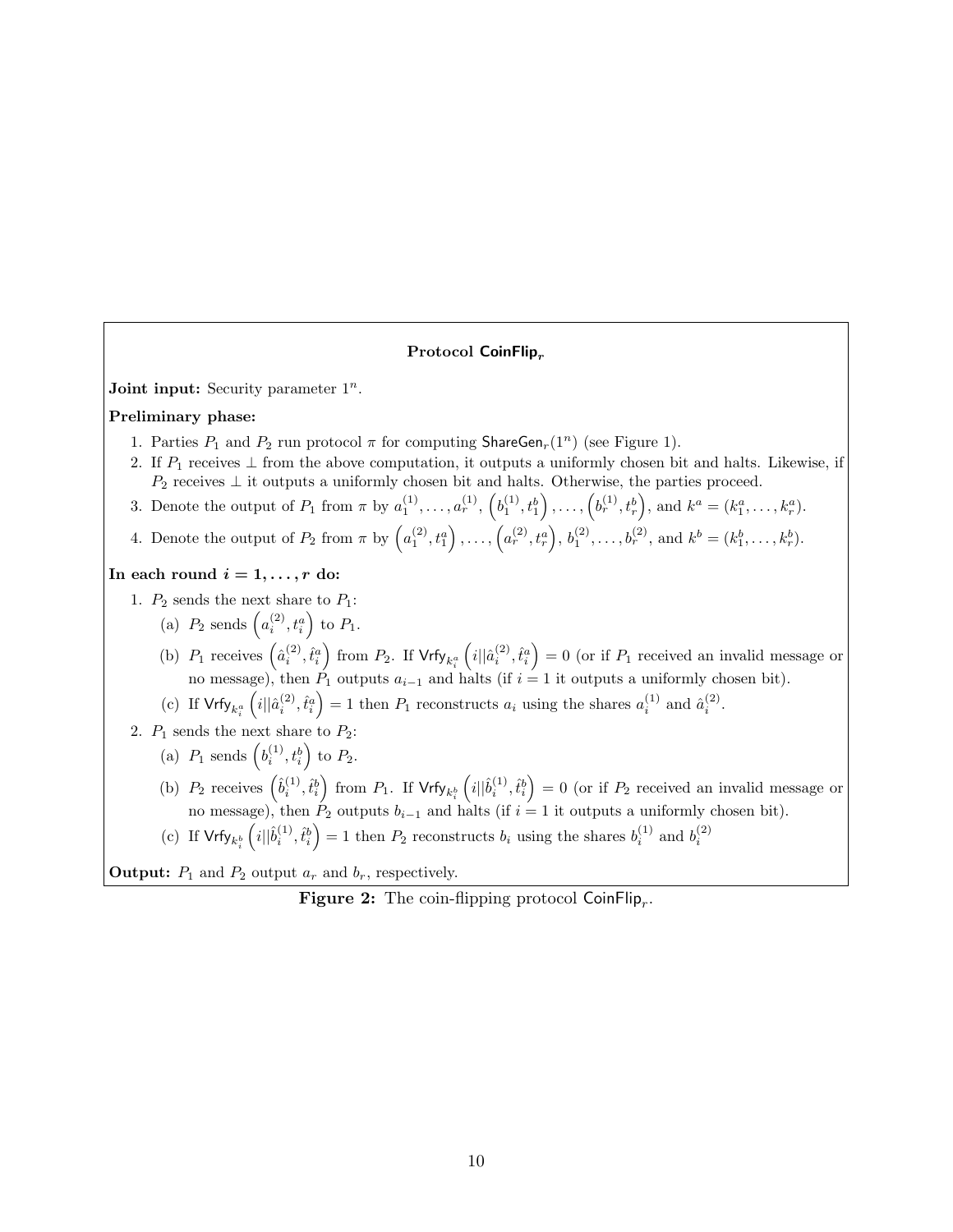**Protocol $\mathsf{CoinFlip}_r$**

**Joint input:** Security parameter $1^n$.

**Preliminary phase:**

1. Parties $P_1$ and $P_2$ run protocol $\pi$ for computing $\mathsf{ShareGen}_r(1^n)$ (see Figure 1).
2. If $P_1$ receives $\perp$ from the above computation, it outputs a uniformly chosen bit and halts. Likewise, if $P_2$ receives $\perp$ it outputs a uniformly chosen bit and halts. Otherwise, the parties proceed.
3. Denote the output of $P_1$ from $\pi$ by $a_1^{(1)}, \ldots, a_r^{(1)}$, $\left(b_1^{(1)}, t_1^b\right), \ldots, \left(b_r^{(1)}, t_r^b\right)$, and $k^a = (k_1^a, \ldots, k_r^a)$.
4. Denote the output of $P_2$ from $\pi$ by $\left(a_1^{(2)}, t_1^a\right), \ldots, \left(a_r^{(2)}, t_r^a\right)$, $b_1^{(2)}, \ldots, b_r^{(2)}$, and $k^b = (k_1^b, \ldots, k_r^b)$.

**In each round $i = 1, \ldots, r$ do:**

1. $P_2$ sends the next share to $P_1$:
   (a) $P_2$ sends $\left(a_i^{(2)}, t_i^a\right)$ to $P_1$.
   (b) $P_1$ receives $\left(\hat{a}_i^{(2)}, \hat{t}_i^a\right)$ from $P_2$. If $\mathsf{Vrfy}_{k_i^a}\left(i || \hat{a}_i^{(2)}, \hat{t}_i^a\right) = 0$ (or if $P_1$ received an invalid message or no message), then $P_1$ outputs $a_{i-1}$ and halts (if $i = 1$ it outputs a uniformly chosen bit).
   (c) If $\mathsf{Vrfy}_{k_i^a}\left(i || \hat{a}_i^{(2)}, \hat{t}_i^a\right) = 1$ then $P_1$ reconstructs $a_i$ using the shares $a_i^{(1)}$ and $\hat{a}_i^{(2)}$.
2. $P_1$ sends the next share to $P_2$:
   (a) $P_1$ sends $\left(b_i^{(1)}, t_i^b\right)$ to $P_2$.
   (b) $P_2$ receives $\left(\hat{b}_i^{(1)}, \hat{t}_i^b\right)$ from $P_1$. If $\mathsf{Vrfy}_{k_i^b}\left(i || \hat{b}_i^{(1)}, \hat{t}_i^b\right) = 0$ (or if $P_2$ received an invalid message or no message), then $P_2$ outputs $b_{i-1}$ and halts (if $i = 1$ it outputs a uniformly chosen bit).
   (c) If $\mathsf{Vrfy}_{k_i^b}\left(i || \hat{b}_i^{(1)}, \hat{t}_i^b\right) = 1$ then $P_2$ reconstructs $b_i$ using the shares $b_i^{(1)}$ and $b_i^{(2)}$

**Output:** $P_1$ and $P_2$ output $a_r$ and $b_r$, respectively.

**Figure 2:** The coin-flipping protocol $\mathsf{CoinFlip}_r$.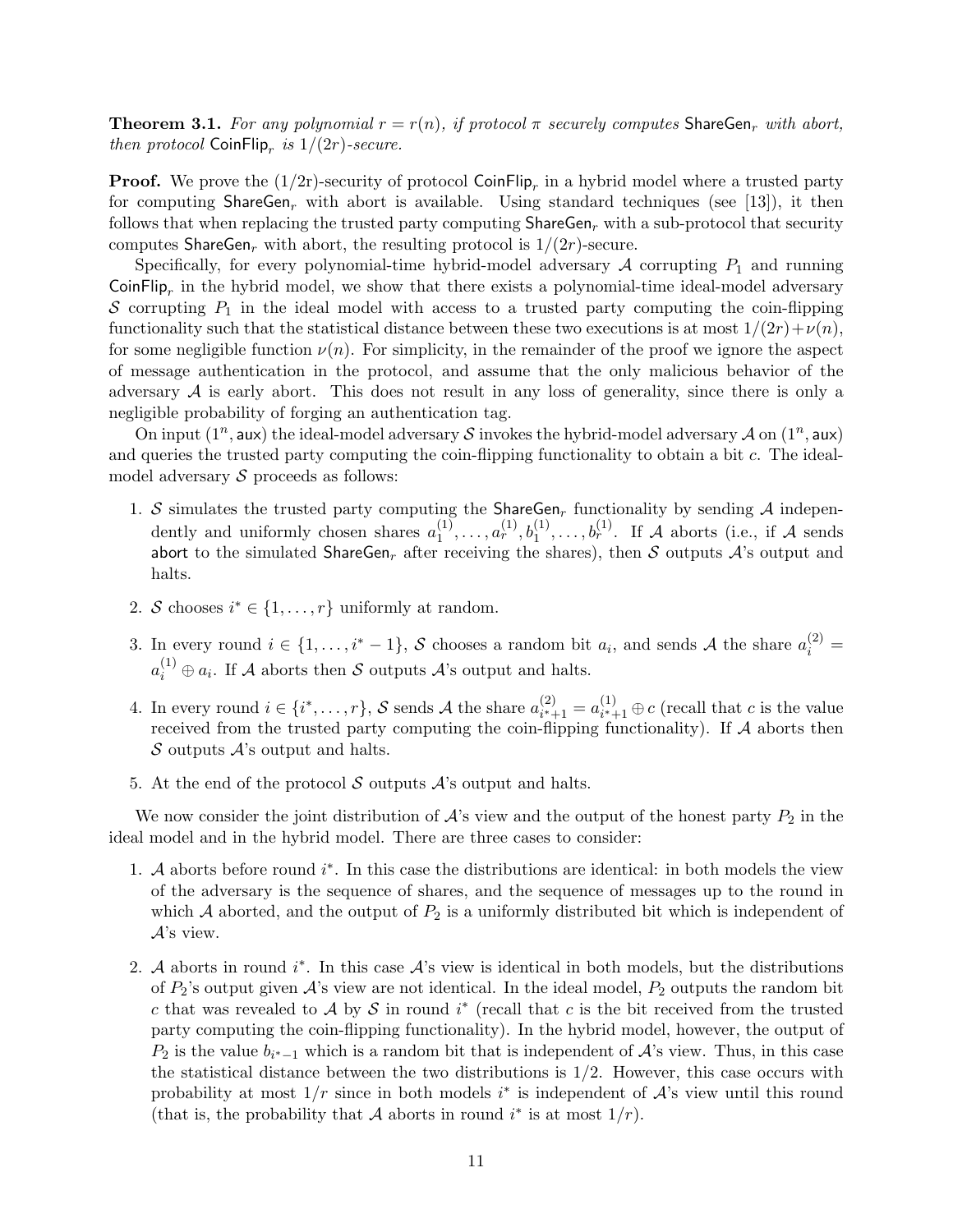**Theorem 3.1.** *For any polynomial $r = r(n)$, if protocol $\pi$ securely computes* $\mathsf{ShareGen}_r$ *with abort, then protocol* $\mathsf{CoinFlip}_r$ *is $1/(2r)$-secure.*

**Proof.** We prove the $(1/2r)$-security of protocol $\mathsf{CoinFlip}_r$ in a hybrid model where a trusted party for computing $\mathsf{ShareGen}_r$ with abort is available. Using standard techniques (see [13]), it then follows that when replacing the trusted party computing $\mathsf{ShareGen}_r$ with a sub-protocol that security computes $\mathsf{ShareGen}_r$ with abort, the resulting protocol is $1/(2r)$-secure.

Specifically, for every polynomial-time hybrid-model adversary $\mathcal{A}$ corrupting $P_1$ and running $\mathsf{CoinFlip}_r$ in the hybrid model, we show that there exists a polynomial-time ideal-model adversary $\mathcal{S}$ corrupting $P_1$ in the ideal model with access to a trusted party computing the coin-flipping functionality such that the statistical distance between these two executions is at most $1/(2r)+\nu(n)$, for some negligible function $\nu(n)$. For simplicity, in the remainder of the proof we ignore the aspect of message authentication in the protocol, and assume that the only malicious behavior of the adversary $\mathcal{A}$ is early abort. This does not result in any loss of generality, since there is only a negligible probability of forging an authentication tag.

On input $(1^n, \mathsf{aux})$ the ideal-model adversary $\mathcal{S}$ invokes the hybrid-model adversary $\mathcal{A}$ on $(1^n, \mathsf{aux})$ and queries the trusted party computing the coin-flipping functionality to obtain a bit $c$. The ideal-model adversary $\mathcal{S}$ proceeds as follows:

1. $\mathcal{S}$ simulates the trusted party computing the $\mathsf{ShareGen}_r$ functionality by sending $\mathcal{A}$ independently and uniformly chosen shares $a_1^{(1)}, \ldots, a_r^{(1)}, b_1^{(1)}, \ldots, b_r^{(1)}$. If $\mathcal{A}$ aborts (i.e., if $\mathcal{A}$ sends $\mathsf{abort}$ to the simulated $\mathsf{ShareGen}_r$ after receiving the shares), then $\mathcal{S}$ outputs $\mathcal{A}$'s output and halts.
2. $\mathcal{S}$ chooses $i^* \in \{1, \ldots, r\}$ uniformly at random.
3. In every round $i \in \{1, \ldots, i^*-1\}$, $\mathcal{S}$ chooses a random bit $a_i$, and sends $\mathcal{A}$ the share $a_i^{(2)} = a_i^{(1)} \oplus a_i$. If $\mathcal{A}$ aborts then $\mathcal{S}$ outputs $\mathcal{A}$'s output and halts.
4. In every round $i \in \{i^*, \ldots, r\}$, $\mathcal{S}$ sends $\mathcal{A}$ the share $a_{i^*+1}^{(2)} = a_{i^*+1}^{(1)} \oplus c$ (recall that $c$ is the value received from the trusted party computing the coin-flipping functionality). If $\mathcal{A}$ aborts then $\mathcal{S}$ outputs $\mathcal{A}$'s output and halts.
5. At the end of the protocol $\mathcal{S}$ outputs $\mathcal{A}$'s output and halts.

We now consider the joint distribution of $\mathcal{A}$'s view and the output of the honest party $P_2$ in the ideal model and in the hybrid model. There are three cases to consider:

1. $\mathcal{A}$ aborts before round $i^*$. In this case the distributions are identical: in both models the view of the adversary is the sequence of shares, and the sequence of messages up to the round in which $\mathcal{A}$ aborted, and the output of $P_2$ is a uniformly distributed bit which is independent of $\mathcal{A}$'s view.
2. $\mathcal{A}$ aborts in round $i^*$. In this case $\mathcal{A}$'s view is identical in both models, but the distributions of $P_2$'s output given $\mathcal{A}$'s view are not identical. In the ideal model, $P_2$ outputs the random bit $c$ that was revealed to $\mathcal{A}$ by $\mathcal{S}$ in round $i^*$ (recall that $c$ is the bit received from the trusted party computing the coin-flipping functionality). In the hybrid model, however, the output of $P_2$ is the value $b_{i^*-1}$ which is a random bit that is independent of $\mathcal{A}$'s view. Thus, in this case the statistical distance between the two distributions is $1/2$. However, this case occurs with probability at most $1/r$ since in both models $i^*$ is independent of $\mathcal{A}$'s view until this round (that is, the probability that $\mathcal{A}$ aborts in round $i^*$ is at most $1/r$).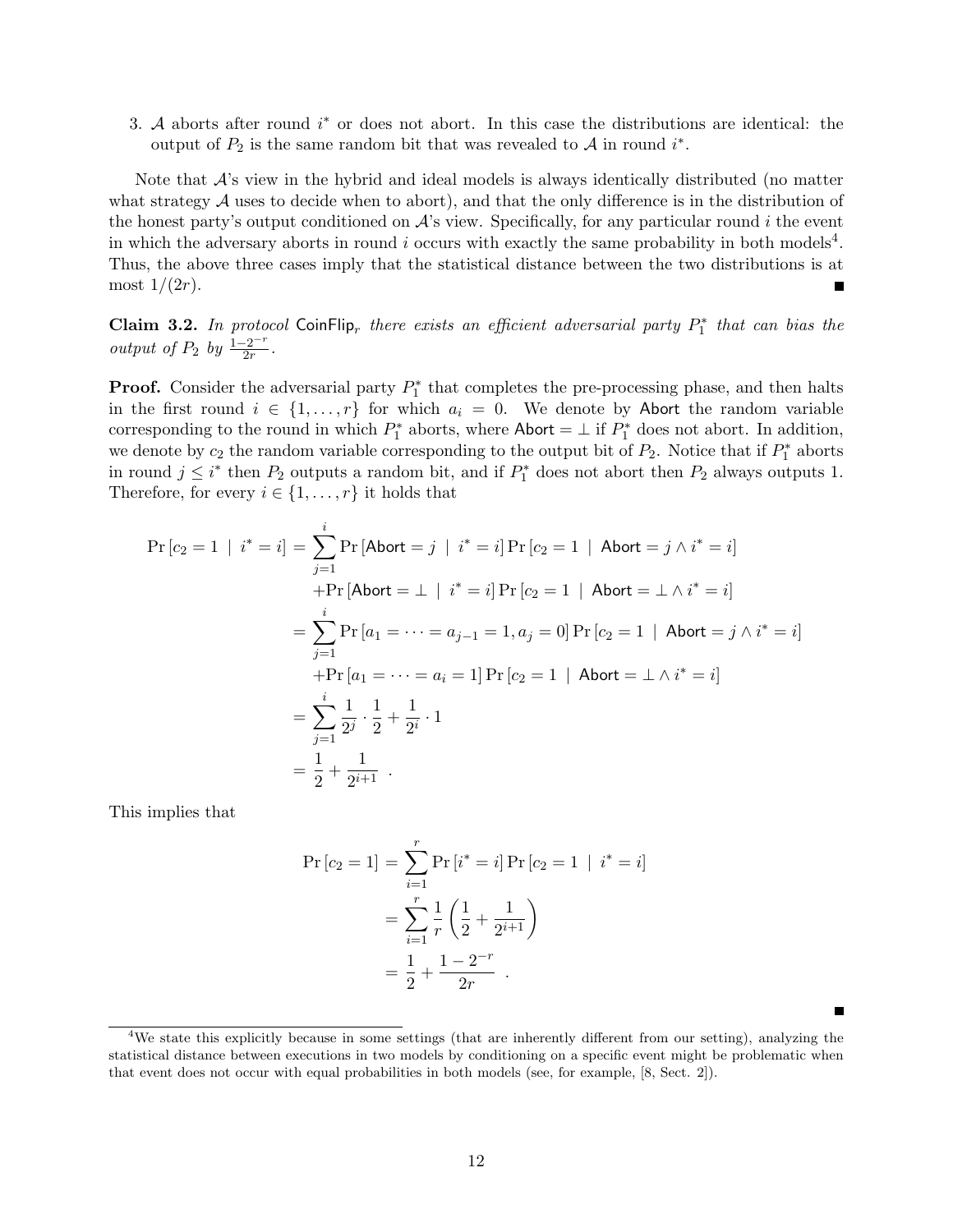3. $\mathcal{A}$ aborts after round $i^*$ or does not abort. In this case the distributions are identical: the output of $P_2$ is the same random bit that was revealed to $\mathcal{A}$ in round $i^*$.

Note that $\mathcal{A}$'s view in the hybrid and ideal models is always identically distributed (no matter what strategy $\mathcal{A}$ uses to decide when to abort), and that the only difference is in the distribution of the honest party's output conditioned on $\mathcal{A}$'s view. Specifically, for any particular round $i$ the event in which the adversary aborts in round $i$ occurs with exactly the same probability in both models[4]. Thus, the above three cases imply that the statistical distance between the two distributions is at most $1/(2r)$. ■

**Claim 3.2.** *In protocol* $\mathsf{CoinFlip}_r$ *there exists an efficient adversarial party* $P_1^*$ *that can bias the output of* $P_2$ *by* $\frac{1-2^{-r}}{2r}$.

**Proof.** Consider the adversarial party $P_1^*$ that completes the pre-processing phase, and then halts in the first round $i \in \{1, \dots, r\}$ for which $a_i = 0$. We denote by $\mathsf{Abort}$ the random variable corresponding to the round in which $P_1^*$ aborts, where $\mathsf{Abort} = \perp$ if $P_1^*$ does not abort. In addition, we denote by $c_2$ the random variable corresponding to the output bit of $P_2$. Notice that if $P_1^*$ aborts in round $j \leq i^*$ then $P_2$ outputs a random bit, and if $P_1^*$ does not abort then $P_2$ always outputs 1. Therefore, for every $i \in \{1, \dots, r\}$ it holds that

$$
\begin{aligned}
\Pr\left[c_2 = 1 \mid i^* = i\right] &= \sum_{j=1}^{i} \Pr\left[\mathsf{Abort} = j \mid i^* = i\right] \Pr\left[c_2 = 1 \mid \mathsf{Abort} = j \wedge i^* = i\right] \\
&\quad + \Pr\left[\mathsf{Abort} = \perp \mid i^* = i\right] \Pr\left[c_2 = 1 \mid \mathsf{Abort} = \perp \wedge i^* = i\right] \\
&= \sum_{j=1}^{i} \Pr\left[a_1 = \cdots = a_{j-1} = 1, a_j = 0\right] \Pr\left[c_2 = 1 \mid \mathsf{Abort} = j \wedge i^* = i\right] \\
&\quad + \Pr\left[a_1 = \cdots = a_i = 1\right] \Pr\left[c_2 = 1 \mid \mathsf{Abort} = \perp \wedge i^* = i\right] \\
&= \sum_{j=1}^{i} \frac{1}{2^j} \cdot \frac{1}{2} + \frac{1}{2^i} \cdot 1 \\
&= \frac{1}{2} + \frac{1}{2^{i+1}} \ .
\end{aligned}
$$

This implies that

$$
\begin{aligned}
\Pr\left[c_2 = 1\right] &= \sum_{i=1}^{r} \Pr\left[i^* = i\right] \Pr\left[c_2 = 1 \mid i^* = i\right] \\
&= \sum_{i=1}^{r} \frac{1}{r} \left( \frac{1}{2} + \frac{1}{2^{i+1}} \right) \\
&= \frac{1}{2} + \frac{1 - 2^{-r}}{2r} \ .
\end{aligned}
$$

■

[4] We state this explicitly because in some settings (that are inherently different from our setting), analyzing the statistical distance between executions in two models by conditioning on a specific event might be problematic when that event does not occur with equal probabilities in both models (see, for example, [8, Sect. 2]).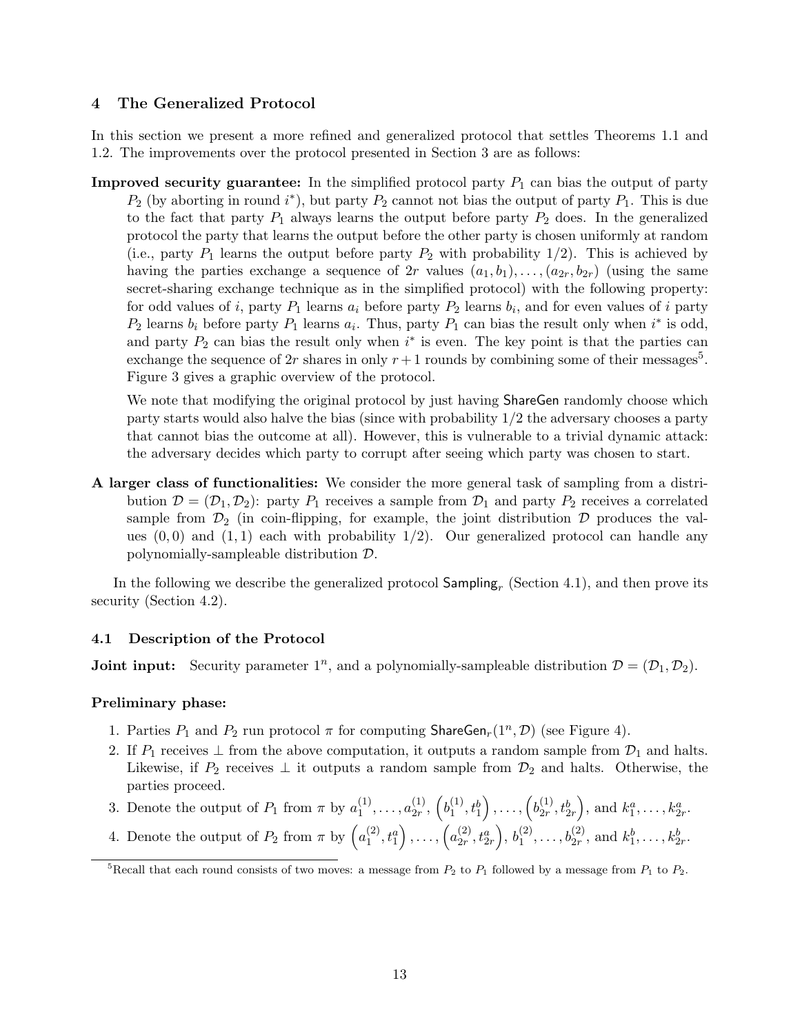# 4 The Generalized Protocol

In this section we present a more refined and generalized protocol that settles Theorems 1.1 and 1.2. The improvements over the protocol presented in Section 3 are as follows:

**Improved security guarantee:** In the simplified protocol party $P_1$ can bias the output of party $P_2$ (by aborting in round $i^*$), but party $P_2$ cannot not bias the output of party $P_1$. This is due to the fact that party $P_1$ always learns the output before party $P_2$ does. In the generalized protocol the party that learns the output before the other party is chosen uniformly at random (i.e., party $P_1$ learns the output before party $P_2$ with probability 1/2). This is achieved by having the parties exchange a sequence of $2r$ values $(a_1, b_1), \ldots, (a_{2r}, b_{2r})$ (using the same secret-sharing exchange technique as in the simplified protocol) with the following property: for odd values of $i$, party $P_1$ learns $a_i$ before party $P_2$ learns $b_i$, and for even values of $i$ party $P_2$ learns $b_i$ before party $P_1$ learns $a_i$. Thus, party $P_1$ can bias the result only when $i^*$ is odd, and party $P_2$ can bias the result only when $i^*$ is even. The key point is that the parties can exchange the sequence of $2r$ shares in only $r+1$ rounds by combining some of their messages[5]. Figure 3 gives a graphic overview of the protocol.

We note that modifying the original protocol by just having ShareGen randomly choose which party starts would also halve the bias (since with probability 1/2 the adversary chooses a party that cannot bias the outcome at all). However, this is vulnerable to a trivial dynamic attack: the adversary decides which party to corrupt after seeing which party was chosen to start.

**A larger class of functionalities:** We consider the more general task of sampling from a distribution $\mathcal{D} = (\mathcal{D}_1, \mathcal{D}_2)$: party $P_1$ receives a sample from $\mathcal{D}_1$ and party $P_2$ receives a correlated sample from $\mathcal{D}_2$ (in coin-flipping, for example, the joint distribution $\mathcal{D}$ produces the values $(0,0)$ and $(1,1)$ each with probability 1/2). Our generalized protocol can handle any polynomially-sampleable distribution $\mathcal{D}$.

In the following we describe the generalized protocol $\mathsf{Sampling}_r$ (Section 4.1), and then prove its security (Section 4.2).

## 4.1 Description of the Protocol

**Joint input:** Security parameter $1^n$, and a polynomially-sampleable distribution $\mathcal{D} = (\mathcal{D}_1, \mathcal{D}_2)$.

**Preliminary phase:**

1. Parties $P_1$ and $P_2$ run protocol $\pi$ for computing $\mathsf{ShareGen}_r(1^n, \mathcal{D})$ (see Figure 4).
2. If $P_1$ receives $\perp$ from the above computation, it outputs a random sample from $\mathcal{D}_1$ and halts. Likewise, if $P_2$ receives $\perp$ it outputs a random sample from $\mathcal{D}_2$ and halts. Otherwise, the parties proceed.
3. Denote the output of $P_1$ from $\pi$ by $a_1^{(1)}, \ldots, a_{2r}^{(1)}$, $\left(b_1^{(1)}, t_1^b\right), \ldots, \left(b_{2r}^{(1)}, t_{2r}^b\right)$, and $k_1^a, \ldots, k_{2r}^a$.
4. Denote the output of $P_2$ from $\pi$ by $\left(a_1^{(2)}, t_1^a\right), \ldots, \left(a_{2r}^{(2)}, t_{2r}^a\right)$, $b_1^{(2)}, \ldots, b_{2r}^{(2)}$, and $k_1^b, \ldots, k_{2r}^b$.

[5] Recall that each round consists of two moves: a message from $P_2$ to $P_1$ followed by a message from $P_1$ to $P_2$.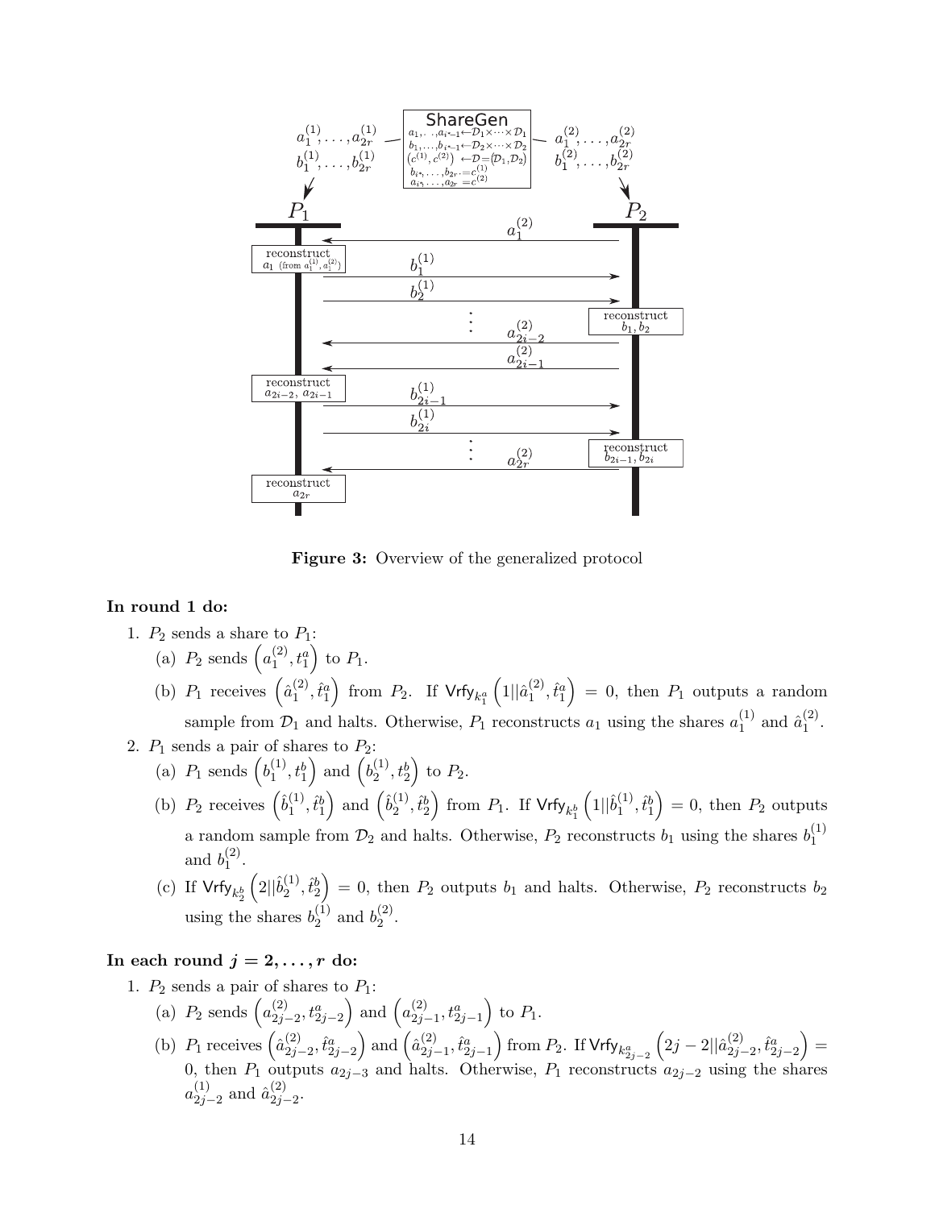**Figure 3:** Overview of the generalized protocol

**In round 1 do:**

1. $P_2$ sends a share to $P_1$:
   (a) $P_2$ sends $\left(a_1^{(2)}, t_1^a\right)$ to $P_1$.
   (b) $P_1$ receives $\left(\hat{a}_1^{(2)}, \hat{t}_1^a\right)$ from $P_2$. If $\mathsf{Vrfy}_{k_1^a}\left(1||\hat{a}_1^{(2)}, \hat{t}_1^a\right) = 0$, then $P_1$ outputs a random sample from $\mathcal{D}_1$ and halts. Otherwise, $P_1$ reconstructs $a_1$ using the shares $a_1^{(1)}$ and $\hat{a}_1^{(2)}$.
2. $P_1$ sends a pair of shares to $P_2$:
   (a) $P_1$ sends $\left(b_1^{(1)}, t_1^b\right)$ and $\left(b_2^{(1)}, t_2^b\right)$ to $P_2$.
   (b) $P_2$ receives $\left(\hat{b}_1^{(1)}, \hat{t}_1^b\right)$ and $\left(\hat{b}_2^{(1)}, \hat{t}_2^b\right)$ from $P_1$. If $\mathsf{Vrfy}_{k_1^b}\left(1||\hat{b}_1^{(1)}, \hat{t}_1^b\right) = 0$, then $P_2$ outputs a random sample from $\mathcal{D}_2$ and halts. Otherwise, $P_2$ reconstructs $b_1$ using the shares $b_1^{(1)}$ and $b_1^{(2)}$.
   (c) If $\mathsf{Vrfy}_{k_2^b}\left(2||\hat{b}_2^{(1)}, \hat{t}_2^b\right) = 0$, then $P_2$ outputs $b_1$ and halts. Otherwise, $P_2$ reconstructs $b_2$ using the shares $b_2^{(1)}$ and $b_2^{(2)}$.

**In each round $j = 2, \ldots, r$ do:**

1. $P_2$ sends a pair of shares to $P_1$:
   (a) $P_2$ sends $\left(a_{2j-2}^{(2)}, t_{2j-2}^a\right)$ and $\left(a_{2j-1}^{(2)}, t_{2j-1}^a\right)$ to $P_1$.
   (b) $P_1$ receives $\left(\hat{a}_{2j-2}^{(2)}, \hat{t}_{2j-2}^a\right)$ and $\left(\hat{a}_{2j-1}^{(2)}, \hat{t}_{2j-1}^a\right)$ from $P_2$. If $\mathsf{Vrfy}_{k_{2j-2}^a}\left(2j-2||\hat{a}_{2j-2}^{(2)}, \hat{t}_{2j-2}^a\right) = 0$, then $P_1$ outputs $a_{2j-3}$ and halts. Otherwise, $P_1$ reconstructs $a_{2j-2}$ using the shares $a_{2j-2}^{(1)}$ and $\hat{a}_{2j-2}^{(2)}$.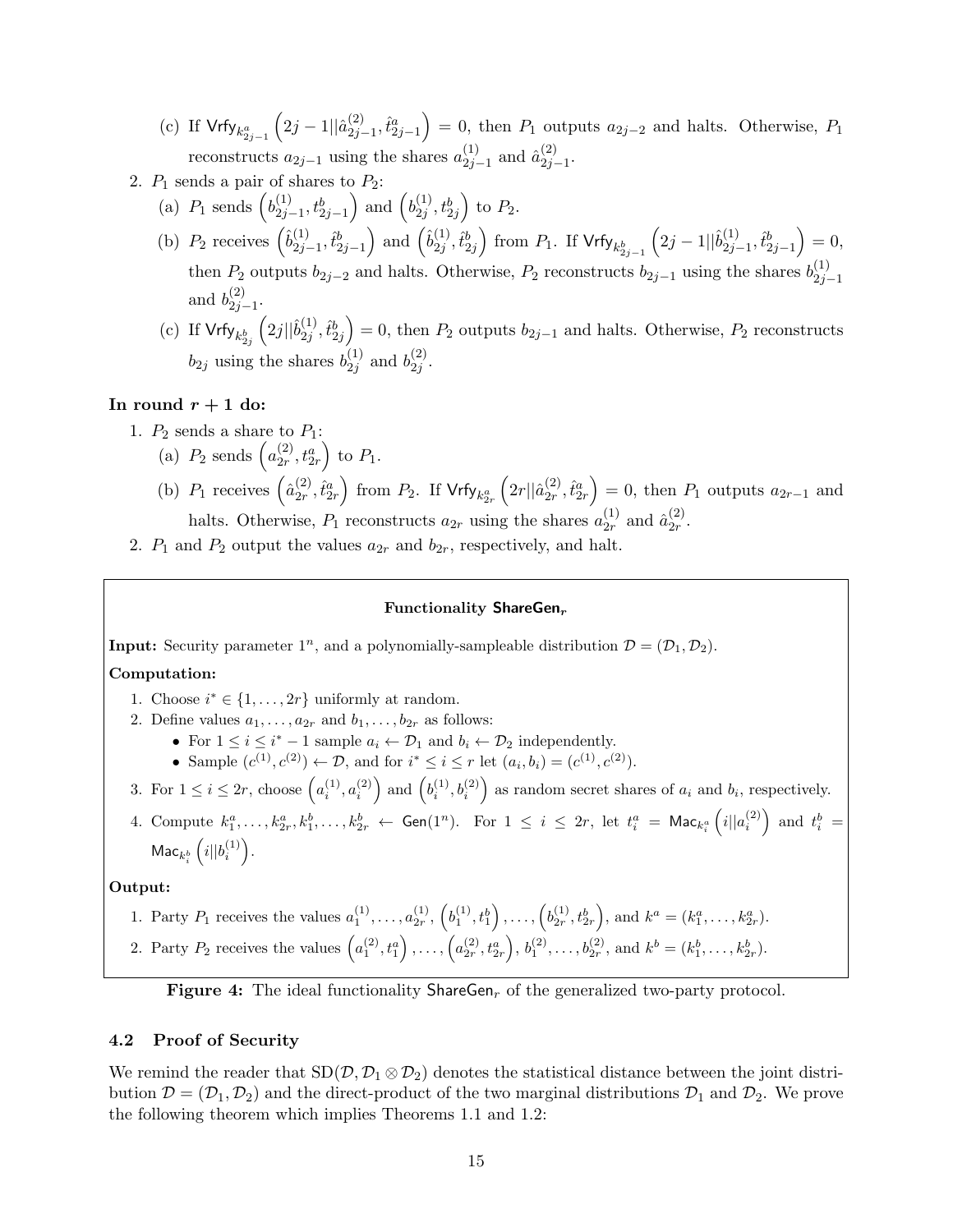(c) If $\mathsf{Vrfy}_{k^a_{2j-1}}\left(2j-1||\hat{a}^{(2)}_{2j-1}, \hat{t}^a_{2j-1}\right) = 0$, then $P_1$ outputs $a_{2j-2}$ and halts. Otherwise, $P_1$ reconstructs $a_{2j-1}$ using the shares $a^{(1)}_{2j-1}$ and $\hat{a}^{(2)}_{2j-1}$.

2. $P_1$ sends a pair of shares to $P_2$:
   (a) $P_1$ sends $\left(b^{(1)}_{2j-1}, t^b_{2j-1}\right)$ and $\left(b^{(1)}_{2j}, t^b_{2j}\right)$ to $P_2$.
   (b) $P_2$ receives $\left(\hat{b}^{(1)}_{2j-1}, \hat{t}^b_{2j-1}\right)$ and $\left(\hat{b}^{(1)}_{2j}, \hat{t}^b_{2j}\right)$ from $P_1$. If $\mathsf{Vrfy}_{k^b_{2j-1}}\left(2j-1||\hat{b}^{(1)}_{2j-1}, \hat{t}^b_{2j-1}\right) = 0$, then $P_2$ outputs $b_{2j-2}$ and halts. Otherwise, $P_2$ reconstructs $b_{2j-1}$ using the shares $b^{(1)}_{2j-1}$ and $b^{(2)}_{2j-1}$.
   (c) If $\mathsf{Vrfy}_{k^b_{2j}}\left(2j||\hat{b}^{(1)}_{2j}, \hat{t}^b_{2j}\right) = 0$, then $P_2$ outputs $b_{2j-1}$ and halts. Otherwise, $P_2$ reconstructs $b_{2j}$ using the shares $b^{(1)}_{2j}$ and $b^{(2)}_{2j}$.

**In round $r+1$ do:**

1. $P_2$ sends a share to $P_1$:
   (a) $P_2$ sends $\left(a^{(2)}_{2r}, t^a_{2r}\right)$ to $P_1$.
   (b) $P_1$ receives $\left(\hat{a}^{(2)}_{2r}, \hat{t}^a_{2r}\right)$ from $P_2$. If $\mathsf{Vrfy}_{k^a_{2r}}\left(2r||\hat{a}^{(2)}_{2r}, \hat{t}^a_{2r}\right) = 0$, then $P_1$ outputs $a_{2r-1}$ and halts. Otherwise, $P_1$ reconstructs $a_{2r}$ using the shares $a^{(1)}_{2r}$ and $\hat{a}^{(2)}_{2r}$.
2. $P_1$ and $P_2$ output the values $a_{2r}$ and $b_{2r}$, respectively, and halt.

---

**Functionality $\mathsf{ShareGen}_r$**

**Input:** Security parameter $1^n$, and a polynomially-sampleable distribution $\mathcal{D} = (\mathcal{D}_1, \mathcal{D}_2)$.

**Computation:**

1. Choose $i^* \in \{1, \ldots, 2r\}$ uniformly at random.
2. Define values $a_1, \ldots, a_{2r}$ and $b_1, \ldots, b_{2r}$ as follows:
   - For $1 \le i \le i^* - 1$ sample $a_i \leftarrow \mathcal{D}_1$ and $b_i \leftarrow \mathcal{D}_2$ independently.
   - Sample $(c^{(1)}, c^{(2)}) \leftarrow \mathcal{D}$, and for $i^* \le i \le r$ let $(a_i, b_i) = (c^{(1)}, c^{(2)})$.
3. For $1 \le i \le 2r$, choose $\left(a^{(1)}_i, a^{(2)}_i\right)$ and $\left(b^{(1)}_i, b^{(2)}_i\right)$ as random secret shares of $a_i$ and $b_i$, respectively.
4. Compute $k^a_1, \ldots, k^a_{2r}, k^b_1, \ldots, k^b_{2r} \leftarrow \mathsf{Gen}(1^n)$. For $1 \le i \le 2r$, let $t^a_i = \mathsf{Mac}_{k^a_i}\left(i||a^{(2)}_i\right)$ and $t^b_i = \mathsf{Mac}_{k^b_i}\left(i||b^{(1)}_i\right)$.

**Output:**

1. Party $P_1$ receives the values $a^{(1)}_1, \ldots, a^{(1)}_{2r}$, $\left(b^{(1)}_1, t^b_1\right), \ldots, \left(b^{(1)}_{2r}, t^b_{2r}\right)$, and $k^a = (k^a_1, \ldots, k^a_{2r})$.
2. Party $P_2$ receives the values $\left(a^{(2)}_1, t^a_1\right), \ldots, \left(a^{(2)}_{2r}, t^a_{2r}\right)$, $b^{(2)}_1, \ldots, b^{(2)}_{2r}$, and $k^b = (k^b_1, \ldots, k^b_{2r})$.

---

**Figure 4:** The ideal functionality $\mathsf{ShareGen}_r$ of the generalized two-party protocol.

### 4.2 Proof of Security

We remind the reader that $\mathrm{SD}(\mathcal{D}, \mathcal{D}_1 \otimes \mathcal{D}_2)$ denotes the statistical distance between the joint distribution $\mathcal{D} = (\mathcal{D}_1, \mathcal{D}_2)$ and the direct-product of the two marginal distributions $\mathcal{D}_1$ and $\mathcal{D}_2$. We prove the following theorem which implies Theorems 1.1 and 1.2: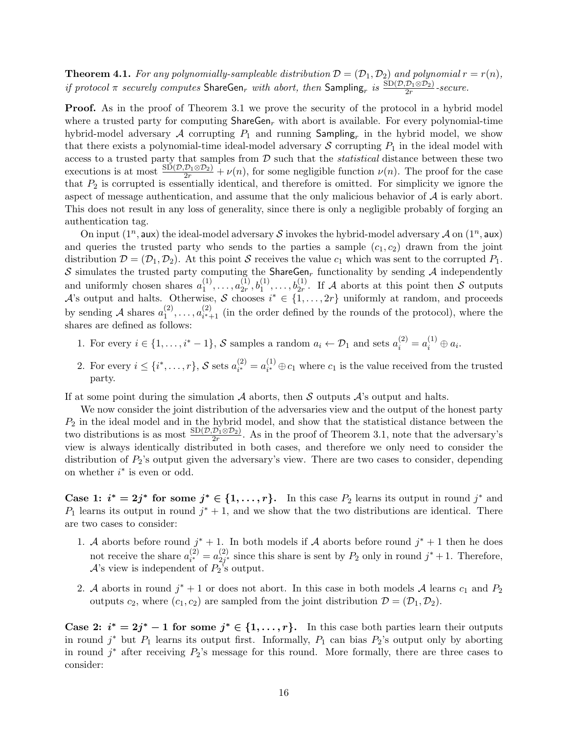**Theorem 4.1.** *For any polynomially-sampleable distribution $\mathcal{D} = (\mathcal{D}_1, \mathcal{D}_2)$ and polynomial $r = r(n)$, if protocol $\pi$ securely computes* $\mathsf{ShareGen}_r$ *with abort, then* $\mathsf{Sampling}_r$ *is* $\frac{\mathrm{SD}(\mathcal{D}, \mathcal{D}_1 \otimes \mathcal{D}_2)}{2r}$*-secure.*

**Proof.** As in the proof of Theorem 3.1 we prove the security of the protocol in a hybrid model where a trusted party for computing $\mathsf{ShareGen}_r$ with abort is available. For every polynomial-time hybrid-model adversary $\mathcal{A}$ corrupting $P_1$ and running $\mathsf{Sampling}_r$ in the hybrid model, we show that there exists a polynomial-time ideal-model adversary $\mathcal{S}$ corrupting $P_1$ in the ideal model with access to a trusted party that samples from $\mathcal{D}$ such that the *statistical* distance between these two executions is at most $\frac{\mathrm{SD}(\mathcal{D}, \mathcal{D}_1 \otimes \mathcal{D}_2)}{2r} + \nu(n)$, for some negligible function $\nu(n)$. The proof for the case that $P_2$ is corrupted is essentially identical, and therefore is omitted. For simplicity we ignore the aspect of message authentication, and assume that the only malicious behavior of $\mathcal{A}$ is early abort. This does not result in any loss of generality, since there is only a negligible probably of forging an authentication tag.

On input $(1^n, \mathsf{aux})$ the ideal-model adversary $\mathcal{S}$ invokes the hybrid-model adversary $\mathcal{A}$ on $(1^n, \mathsf{aux})$ and queries the trusted party who sends to the parties a sample $(c_1, c_2)$ drawn from the joint distribution $\mathcal{D} = (\mathcal{D}_1, \mathcal{D}_2)$. At this point $\mathcal{S}$ receives the value $c_1$ which was sent to the corrupted $P_1$. $\mathcal{S}$ simulates the trusted party computing the $\mathsf{ShareGen}_r$ functionality by sending $\mathcal{A}$ independently and uniformly chosen shares $a_1^{(1)}, \ldots, a_{2r}^{(1)}, b_1^{(1)}, \ldots, b_{2r}^{(1)}$. If $\mathcal{A}$ aborts at this point then $\mathcal{S}$ outputs $\mathcal{A}$'s output and halts. Otherwise, $\mathcal{S}$ chooses $i^* \in \{1, \ldots, 2r\}$ uniformly at random, and proceeds by sending $\mathcal{A}$ shares $a_1^{(2)}, \ldots, a_{i^*+1}^{(2)}$ (in the order defined by the rounds of the protocol), where the shares are defined as follows:

1. For every $i \in \{1, \ldots, i^* - 1\}$, $\mathcal{S}$ samples a random $a_i \leftarrow \mathcal{D}_1$ and sets $a_i^{(2)} = a_i^{(1)} \oplus a_i$.
2. For every $i \leq \{i^*, \ldots, r\}$, $\mathcal{S}$ sets $a_{i^*}^{(2)} = a_{i^*}^{(1)} \oplus c_1$ where $c_1$ is the value received from the trusted party.

If at some point during the simulation $\mathcal{A}$ aborts, then $\mathcal{S}$ outputs $\mathcal{A}$'s output and halts.

We now consider the joint distribution of the adversaries view and the output of the honest party $P_2$ in the ideal model and in the hybrid model, and show that the statistical distance between the two distributions is as most $\frac{\mathrm{SD}(\mathcal{D}, \mathcal{D}_1 \otimes \mathcal{D}_2)}{2r}$. As in the proof of Theorem 3.1, note that the adversary's view is always identically distributed in both cases, and therefore we only need to consider the distribution of $P_2$'s output given the adversary's view. There are two cases to consider, depending on whether $i^*$ is even or odd.

**Case 1: $i^* = 2j^*$ for some $j^* \in \{1, \ldots, r\}$.** In this case $P_2$ learns its output in round $j^*$ and $P_1$ learns its output in round $j^* + 1$, and we show that the two distributions are identical. There are two cases to consider:

1. $\mathcal{A}$ aborts before round $j^* + 1$. In both models if $\mathcal{A}$ aborts before round $j^* + 1$ then he does not receive the share $a_{i^*}^{(2)} = a_{2j^*}^{(2)}$ since this share is sent by $P_2$ only in round $j^* + 1$. Therefore, $\mathcal{A}$'s view is independent of $P_2$'s output.
2. $\mathcal{A}$ aborts in round $j^* + 1$ or does not abort. In this case in both models $\mathcal{A}$ learns $c_1$ and $P_2$ outputs $c_2$, where $(c_1, c_2)$ are sampled from the joint distribution $\mathcal{D} = (\mathcal{D}_1, \mathcal{D}_2)$.

**Case 2: $i^* = 2j^* - 1$ for some $j^* \in \{1, \ldots, r\}$.** In this case both parties learn their outputs in round $j^*$ but $P_1$ learns its output first. Informally, $P_1$ can bias $P_2$'s output only by aborting in round $j^*$ after receiving $P_2$'s message for this round. More formally, there are three cases to consider: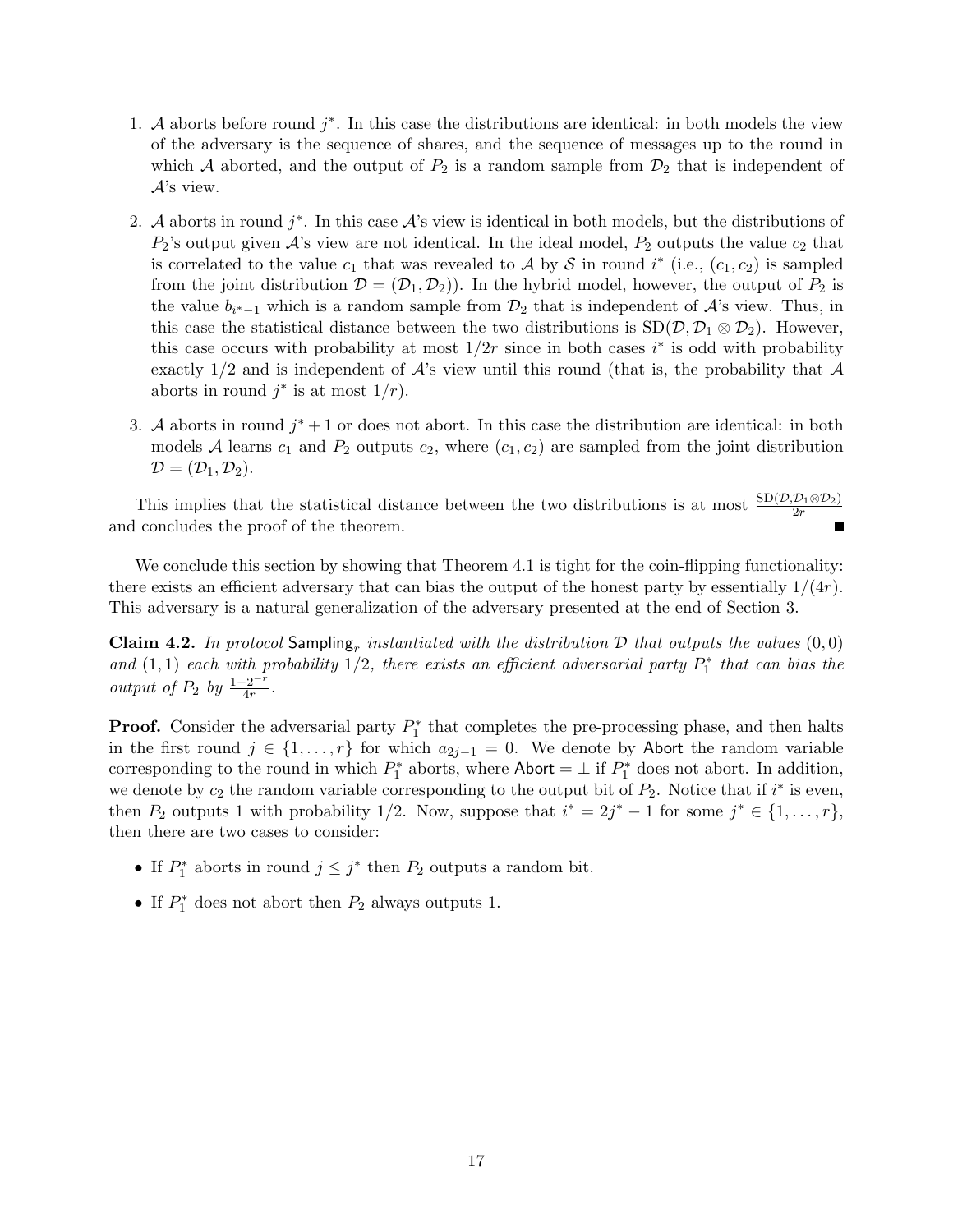1. $\mathcal{A}$ aborts before round $j^*$. In this case the distributions are identical: in both models the view of the adversary is the sequence of shares, and the sequence of messages up to the round in which $\mathcal{A}$ aborted, and the output of $P_2$ is a random sample from $\mathcal{D}_2$ that is independent of $\mathcal{A}$'s view.

2. $\mathcal{A}$ aborts in round $j^*$. In this case $\mathcal{A}$'s view is identical in both models, but the distributions of $P_2$'s output given $\mathcal{A}$'s view are not identical. In the ideal model, $P_2$ outputs the value $c_2$ that is correlated to the value $c_1$ that was revealed to $\mathcal{A}$ by $\mathcal{S}$ in round $i^*$ (i.e., $(c_1, c_2)$ is sampled from the joint distribution $\mathcal{D} = (\mathcal{D}_1, \mathcal{D}_2)$). In the hybrid model, however, the output of $P_2$ is the value $b_{i^*-1}$ which is a random sample from $\mathcal{D}_2$ that is independent of $\mathcal{A}$'s view. Thus, in this case the statistical distance between the two distributions is $\mathrm{SD}(\mathcal{D}, \mathcal{D}_1 \otimes \mathcal{D}_2)$. However, this case occurs with probability at most $1/2r$ since in both cases $i^*$ is odd with probability exactly $1/2$ and is independent of $\mathcal{A}$'s view until this round (that is, the probability that $\mathcal{A}$ aborts in round $j^*$ is at most $1/r$).

3. $\mathcal{A}$ aborts in round $j^* + 1$ or does not abort. In this case the distribution are identical: in both models $\mathcal{A}$ learns $c_1$ and $P_2$ outputs $c_2$, where $(c_1, c_2)$ are sampled from the joint distribution $\mathcal{D} = (\mathcal{D}_1, \mathcal{D}_2)$.

This implies that the statistical distance between the two distributions is at most $\frac{\mathrm{SD}(\mathcal{D}, \mathcal{D}_1 \otimes \mathcal{D}_2)}{2r}$ and concludes the proof of the theorem. ∎

We conclude this section by showing that Theorem 4.1 is tight for the coin-flipping functionality: there exists an efficient adversary that can bias the output of the honest party by essentially $1/(4r)$. This adversary is a natural generalization of the adversary presented at the end of Section 3.

**Claim 4.2.** *In protocol* $\mathsf{Sampling}_r$ *instantiated with the distribution* $\mathcal{D}$ *that outputs the values* $(0,0)$ *and* $(1,1)$ *each with probability* $1/2$*, there exists an efficient adversarial party* $P_1^*$ *that can bias the output of* $P_2$ *by* $\frac{1-2^{-r}}{4r}$.

**Proof.** Consider the adversarial party $P_1^*$ that completes the pre-processing phase, and then halts in the first round $j \in \{1, \ldots, r\}$ for which $a_{2j-1} = 0$. We denote by $\mathsf{Abort}$ the random variable corresponding to the round in which $P_1^*$ aborts, where $\mathsf{Abort} = \perp$ if $P_1^*$ does not abort. In addition, we denote by $c_2$ the random variable corresponding to the output bit of $P_2$. Notice that if $i^*$ is even, then $P_2$ outputs 1 with probability $1/2$. Now, suppose that $i^* = 2j^* - 1$ for some $j^* \in \{1, \ldots, r\}$, then there are two cases to consider:

- If $P_1^*$ aborts in round $j \le j^*$ then $P_2$ outputs a random bit.
- If $P_1^*$ does not abort then $P_2$ always outputs 1.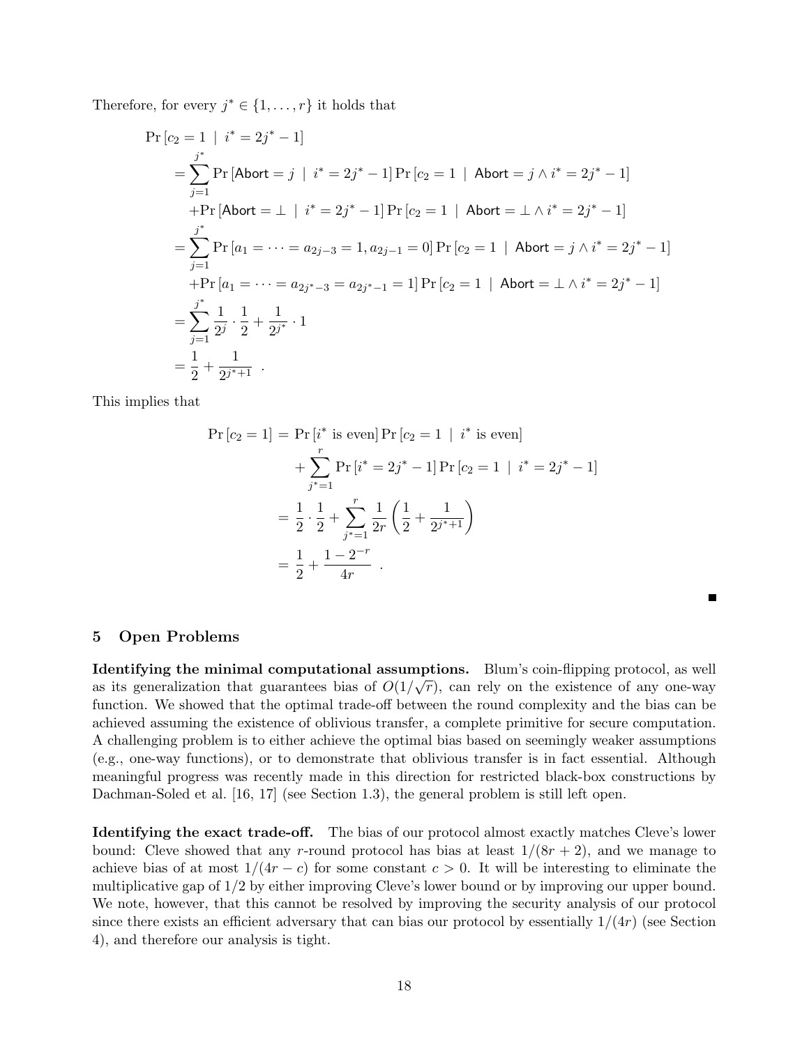Therefore, for every $j^* \in \{1, \ldots, r\}$ it holds that

$$
\begin{aligned}
&\Pr\left[c_2 = 1 \mid i^* = 2j^* - 1\right] \\
&= \sum_{j=1}^{j^*} \Pr\left[\mathsf{Abort} = j \mid i^* = 2j^* - 1\right] \Pr\left[c_2 = 1 \mid \mathsf{Abort} = j \wedge i^* = 2j^* - 1\right] \\
&\quad + \Pr\left[\mathsf{Abort} = \perp \mid i^* = 2j^* - 1\right] \Pr\left[c_2 = 1 \mid \mathsf{Abort} = \perp \wedge i^* = 2j^* - 1\right] \\
&= \sum_{j=1}^{j^*} \Pr\left[a_1 = \cdots = a_{2j-3} = 1, a_{2j-1} = 0\right] \Pr\left[c_2 = 1 \mid \mathsf{Abort} = j \wedge i^* = 2j^* - 1\right] \\
&\quad + \Pr\left[a_1 = \cdots = a_{2j^*-3} = a_{2j^*-1} = 1\right] \Pr\left[c_2 = 1 \mid \mathsf{Abort} = \perp \wedge i^* = 2j^* - 1\right] \\
&= \sum_{j=1}^{j^*} \frac{1}{2^j} \cdot \frac{1}{2} + \frac{1}{2^{j^*}} \cdot 1 \\
&= \frac{1}{2} + \frac{1}{2^{j^*+1}} \ .
\end{aligned}
$$

This implies that

$$
\begin{aligned}
\Pr\left[c_2 = 1\right] &= \Pr\left[i^* \text{ is even}\right] \Pr\left[c_2 = 1 \mid i^* \text{ is even}\right] \\
&\quad + \sum_{j^*=1}^{r} \Pr\left[i^* = 2j^* - 1\right] \Pr\left[c_2 = 1 \mid i^* = 2j^* - 1\right] \\
&= \frac{1}{2} \cdot \frac{1}{2} + \sum_{j^*=1}^{r} \frac{1}{2r} \left( \frac{1}{2} + \frac{1}{2^{j^*+1}} \right) \\
&= \frac{1}{2} + \frac{1 - 2^{-r}}{4r} \ .
\end{aligned}
$$

■

## 5 Open Problems

**Identifying the minimal computational assumptions.** Blum's coin-flipping protocol, as well as its generalization that guarantees bias of $O(1/\sqrt{r})$, can rely on the existence of any one-way function. We showed that the optimal trade-off between the round complexity and the bias can be achieved assuming the existence of oblivious transfer, a complete primitive for secure computation. A challenging problem is to either achieve the optimal bias based on seemingly weaker assumptions (e.g., one-way functions), or to demonstrate that oblivious transfer is in fact essential. Although meaningful progress was recently made in this direction for restricted black-box constructions by Dachman-Soled et al. [16, 17] (see Section 1.3), the general problem is still left open.

**Identifying the exact trade-off.** The bias of our protocol almost exactly matches Cleve's lower bound: Cleve showed that any $r$-round protocol has bias at least $1/(8r + 2)$, and we manage to achieve bias of at most $1/(4r - c)$ for some constant $c > 0$. It will be interesting to eliminate the multiplicative gap of $1/2$ by either improving Cleve's lower bound or by improving our upper bound. We note, however, that this cannot be resolved by improving the security analysis of our protocol since there exists an efficient adversary that can bias our protocol by essentially $1/(4r)$ (see Section 4), and therefore our analysis is tight.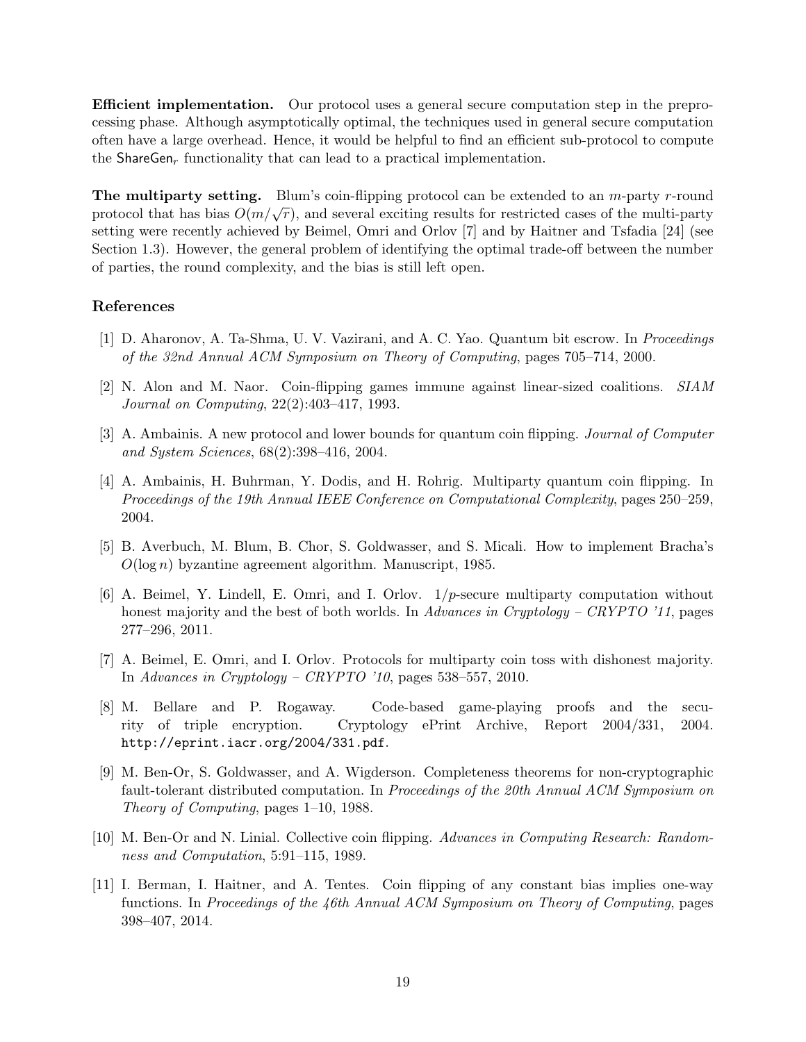**Efficient implementation.** Our protocol uses a general secure computation step in the preprocessing phase. Although asymptotically optimal, the techniques used in general secure computation often have a large overhead. Hence, it would be helpful to find an efficient sub-protocol to compute the $\mathsf{ShareGen}_r$ functionality that can lead to a practical implementation.

**The multiparty setting.** Blum's coin-flipping protocol can be extended to an $m$-party $r$-round protocol that has bias $O(m/\sqrt{r})$, and several exciting results for restricted cases of the multi-party setting were recently achieved by Beimel, Omri and Orlov [7] and by Haitner and Tsfadia [24] (see Section 1.3). However, the general problem of identifying the optimal trade-off between the number of parties, the round complexity, and the bias is still left open.

## References

[1] D. Aharonov, A. Ta-Shma, U. V. Vazirani, and A. C. Yao. Quantum bit escrow. In *Proceedings of the 32nd Annual ACM Symposium on Theory of Computing*, pages 705–714, 2000.

[2] N. Alon and M. Naor. Coin-flipping games immune against linear-sized coalitions. *SIAM Journal on Computing*, 22(2):403–417, 1993.

[3] A. Ambainis. A new protocol and lower bounds for quantum coin flipping. *Journal of Computer and System Sciences*, 68(2):398–416, 2004.

[4] A. Ambainis, H. Buhrman, Y. Dodis, and H. Rohrig. Multiparty quantum coin flipping. In *Proceedings of the 19th Annual IEEE Conference on Computational Complexity*, pages 250–259, 2004.

[5] B. Averbuch, M. Blum, B. Chor, S. Goldwasser, and S. Micali. How to implement Bracha's $O(\log n)$ byzantine agreement algorithm. Manuscript, 1985.

[6] A. Beimel, Y. Lindell, E. Omri, and I. Orlov. $1/p$-secure multiparty computation without honest majority and the best of both worlds. In *Advances in Cryptology – CRYPTO '11*, pages 277–296, 2011.

[7] A. Beimel, E. Omri, and I. Orlov. Protocols for multiparty coin toss with dishonest majority. In *Advances in Cryptology – CRYPTO '10*, pages 538–557, 2010.

[8] M. Bellare and P. Rogaway. Code-based game-playing proofs and the security of triple encryption. Cryptology ePrint Archive, Report 2004/331, 2004. http://eprint.iacr.org/2004/331.pdf.

[9] M. Ben-Or, S. Goldwasser, and A. Wigderson. Completeness theorems for non-cryptographic fault-tolerant distributed computation. In *Proceedings of the 20th Annual ACM Symposium on Theory of Computing*, pages 1–10, 1988.

[10] M. Ben-Or and N. Linial. Collective coin flipping. *Advances in Computing Research: Randomness and Computation*, 5:91–115, 1989.

[11] I. Berman, I. Haitner, and A. Tentes. Coin flipping of any constant bias implies one-way functions. In *Proceedings of the 46th Annual ACM Symposium on Theory of Computing*, pages 398–407, 2014.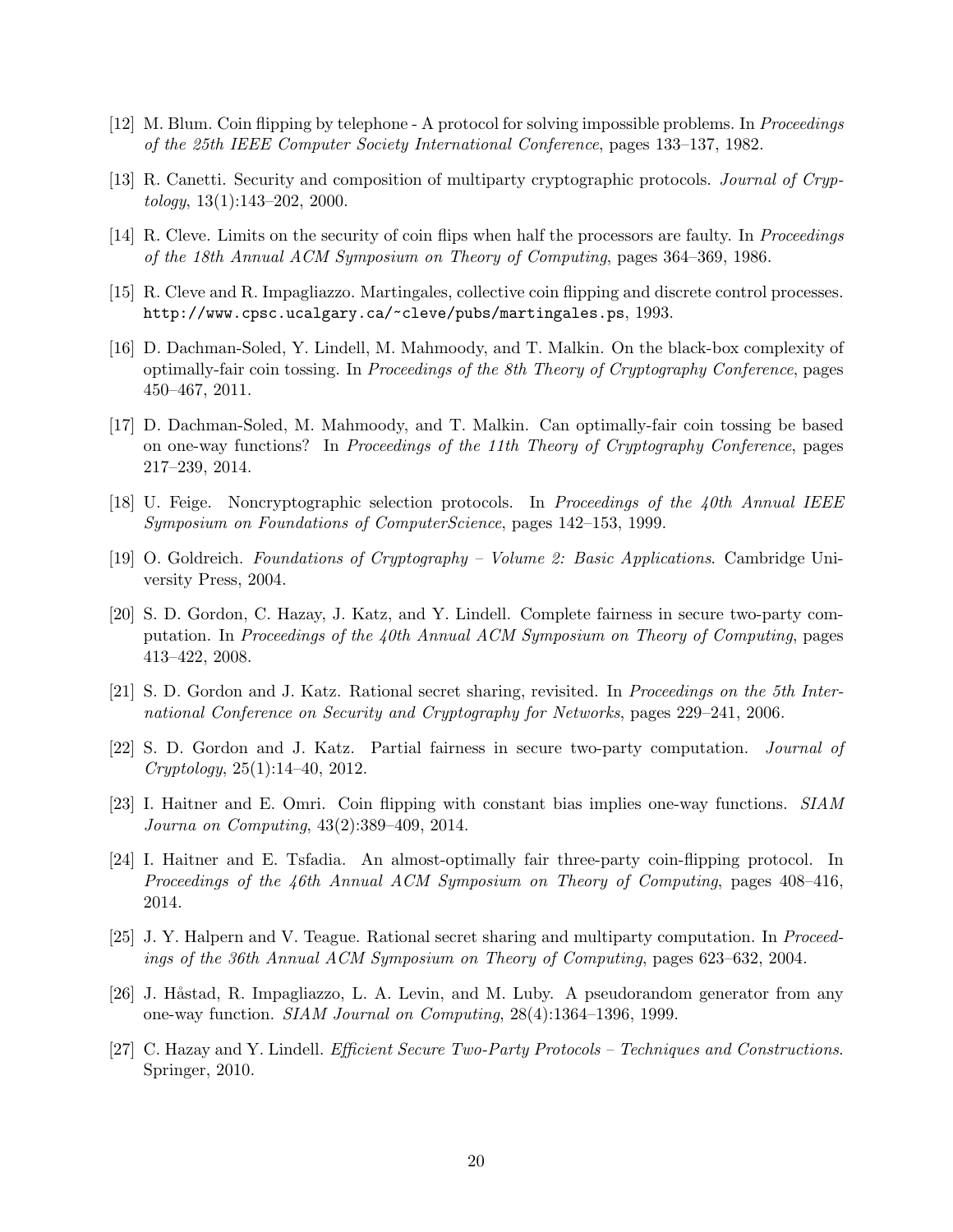[12] M. Blum. Coin flipping by telephone - A protocol for solving impossible problems. In *Proceedings of the 25th IEEE Computer Society International Conference*, pages 133–137, 1982.

[13] R. Canetti. Security and composition of multiparty cryptographic protocols. *Journal of Cryptology*, 13(1):143–202, 2000.

[14] R. Cleve. Limits on the security of coin flips when half the processors are faulty. In *Proceedings of the 18th Annual ACM Symposium on Theory of Computing*, pages 364–369, 1986.

[15] R. Cleve and R. Impagliazzo. Martingales, collective coin flipping and discrete control processes. `http://www.cpsc.ucalgary.ca/~cleve/pubs/martingales.ps`, 1993.

[16] D. Dachman-Soled, Y. Lindell, M. Mahmoody, and T. Malkin. On the black-box complexity of optimally-fair coin tossing. In *Proceedings of the 8th Theory of Cryptography Conference*, pages 450–467, 2011.

[17] D. Dachman-Soled, M. Mahmoody, and T. Malkin. Can optimally-fair coin tossing be based on one-way functions? In *Proceedings of the 11th Theory of Cryptography Conference*, pages 217–239, 2014.

[18] U. Feige. Noncryptographic selection protocols. In *Proceedings of the 40th Annual IEEE Symposium on Foundations of ComputerScience*, pages 142–153, 1999.

[19] O. Goldreich. *Foundations of Cryptography – Volume 2: Basic Applications*. Cambridge University Press, 2004.

[20] S. D. Gordon, C. Hazay, J. Katz, and Y. Lindell. Complete fairness in secure two-party computation. In *Proceedings of the 40th Annual ACM Symposium on Theory of Computing*, pages 413–422, 2008.

[21] S. D. Gordon and J. Katz. Rational secret sharing, revisited. In *Proceedings on the 5th International Conference on Security and Cryptography for Networks*, pages 229–241, 2006.

[22] S. D. Gordon and J. Katz. Partial fairness in secure two-party computation. *Journal of Cryptology*, 25(1):14–40, 2012.

[23] I. Haitner and E. Omri. Coin flipping with constant bias implies one-way functions. *SIAM Journa on Computing*, 43(2):389–409, 2014.

[24] I. Haitner and E. Tsfadia. An almost-optimally fair three-party coin-flipping protocol. In *Proceedings of the 46th Annual ACM Symposium on Theory of Computing*, pages 408–416, 2014.

[25] J. Y. Halpern and V. Teague. Rational secret sharing and multiparty computation. In *Proceedings of the 36th Annual ACM Symposium on Theory of Computing*, pages 623–632, 2004.

[26] J. Håstad, R. Impagliazzo, L. A. Levin, and M. Luby. A pseudorandom generator from any one-way function. *SIAM Journal on Computing*, 28(4):1364–1396, 1999.

[27] C. Hazay and Y. Lindell. *Efficient Secure Two-Party Protocols – Techniques and Constructions*. Springer, 2010.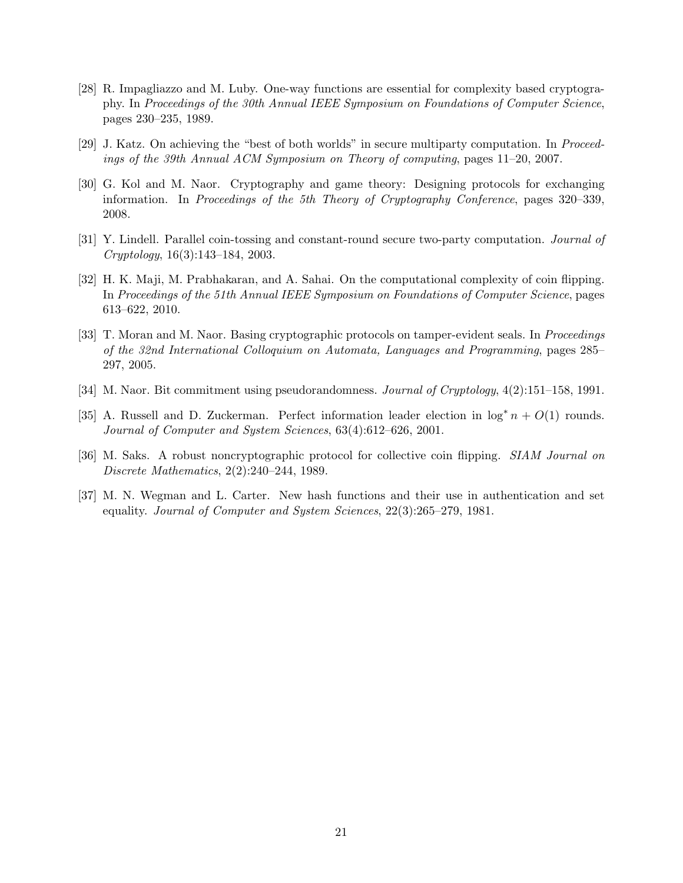[28] R. Impagliazzo and M. Luby. One-way functions are essential for complexity based cryptography. In *Proceedings of the 30th Annual IEEE Symposium on Foundations of Computer Science*, pages 230–235, 1989.

[29] J. Katz. On achieving the "best of both worlds" in secure multiparty computation. In *Proceedings of the 39th Annual ACM Symposium on Theory of computing*, pages 11–20, 2007.

[30] G. Kol and M. Naor. Cryptography and game theory: Designing protocols for exchanging information. In *Proceedings of the 5th Theory of Cryptography Conference*, pages 320–339, 2008.

[31] Y. Lindell. Parallel coin-tossing and constant-round secure two-party computation. *Journal of Cryptology*, 16(3):143–184, 2003.

[32] H. K. Maji, M. Prabhakaran, and A. Sahai. On the computational complexity of coin flipping. In *Proceedings of the 51th Annual IEEE Symposium on Foundations of Computer Science*, pages 613–622, 2010.

[33] T. Moran and M. Naor. Basing cryptographic protocols on tamper-evident seals. In *Proceedings of the 32nd International Colloquium on Automata, Languages and Programming*, pages 285–297, 2005.

[34] M. Naor. Bit commitment using pseudorandomness. *Journal of Cryptology*, 4(2):151–158, 1991.

[35] A. Russell and D. Zuckerman. Perfect information leader election in $\log^* n + O(1)$ rounds. *Journal of Computer and System Sciences*, 63(4):612–626, 2001.

[36] M. Saks. A robust noncryptographic protocol for collective coin flipping. *SIAM Journal on Discrete Mathematics*, 2(2):240–244, 1989.

[37] M. N. Wegman and L. Carter. New hash functions and their use in authentication and set equality. *Journal of Computer and System Sciences*, 22(3):265–279, 1981.